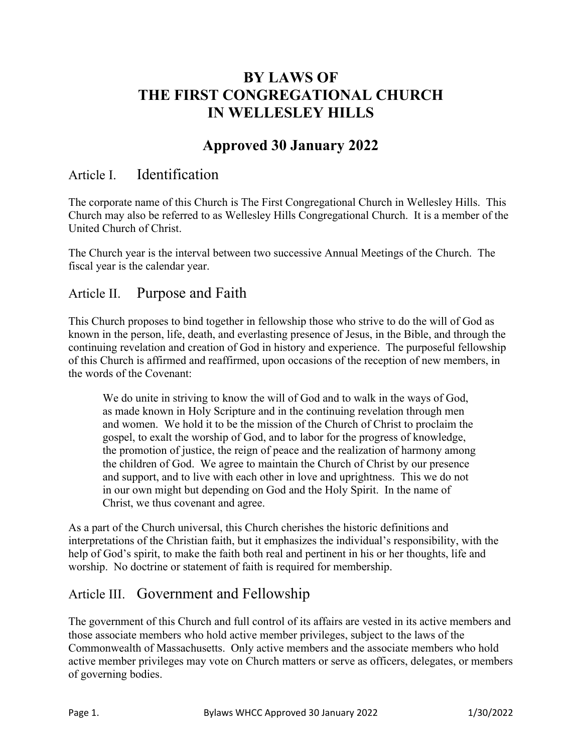# BY LAWS OF THE FIRST CONGREGATIONAL CHURCH IN WELLESLEY HILLS

## Approved 30 January 2022

## Article I. Identification

The corporate name of this Church is The First Congregational Church in Wellesley Hills. This Church may also be referred to as Wellesley Hills Congregational Church. It is a member of the United Church of Christ.

The Church year is the interval between two successive Annual Meetings of the Church. The fiscal year is the calendar year.

## Article II. Purpose and Faith

This Church proposes to bind together in fellowship those who strive to do the will of God as known in the person, life, death, and everlasting presence of Jesus, in the Bible, and through the continuing revelation and creation of God in history and experience. The purposeful fellowship of this Church is affirmed and reaffirmed, upon occasions of the reception of new members, in the words of the Covenant:

> We do unite in striving to know the will of God and to walk in the ways of God, as made known in Holy Scripture and in the continuing revelation through men and women. We hold it to be the mission of the Church of Christ to proclaim the gospel, to exalt the worship of God, and to labor for the progress of knowledge, the promotion of justice, the reign of peace and the realization of harmony among the children of God. We agree to maintain the Church of Christ by our presence and support, and to live with each other in love and uprightness. This we do not in our own might but depending on God and the Holy Spirit. In the name of Christ, we thus covenant and agree.

As a part of the Church universal, this Church cherishes the historic definitions and interpretations of the Christian faith, but it emphasizes the individual's responsibility, with the help of God's spirit, to make the faith both real and pertinent in his or her thoughts, life and worship. No doctrine or statement of faith is required for membership.

## Article III. Government and Fellowship

The government of this Church and full control of its affairs are vested in its active members and those associate members who hold active member privileges, subject to the laws of the Commonwealth of Massachusetts. Only active members and the associate members who hold active member privileges may vote on Church matters or serve as officers, delegates, or members of governing bodies.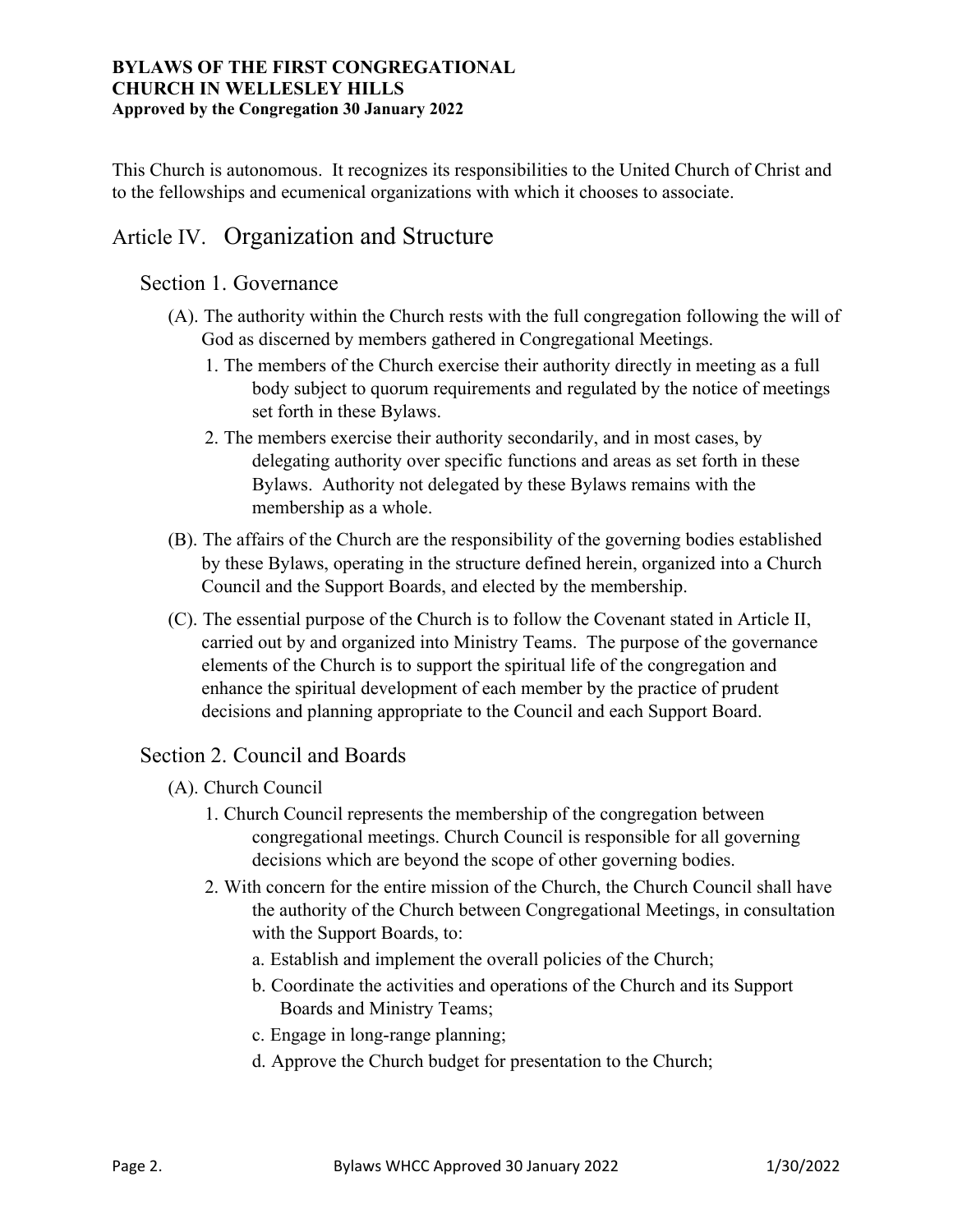This Church is autonomous. It recognizes its responsibilities to the United Church of Christ and to the fellowships and ecumenical organizations with which it chooses to associate.

## Article IV. Organization and Structure

### Section 1. Governance

(A). The authority within the Church rests with the full congregation following the will of God as discerned by members gathered in Congregational Meetings.

1. The members of the Church exercise their authority directly in meeting as a full body subject to quorum requirements and regulated by the notice of meetings set forth in these Bylaws.
2. The members exercise their authority secondarily, and in most cases, by delegating authority over specific functions and areas as set forth in these Bylaws. Authority not delegated by these Bylaws remains with the membership as a whole.

(B). The affairs of the Church are the responsibility of the governing bodies established by these Bylaws, operating in the structure defined herein, organized into a Church Council and the Support Boards, and elected by the membership.

(C). The essential purpose of the Church is to follow the Covenant stated in Article II, carried out by and organized into Ministry Teams. The purpose of the governance elements of the Church is to support the spiritual life of the congregation and enhance the spiritual development of each member by the practice of prudent decisions and planning appropriate to the Council and each Support Board.

### Section 2. Council and Boards

(A). Church Council

1. Church Council represents the membership of the congregation between congregational meetings. Church Council is responsible for all governing decisions which are beyond the scope of other governing bodies.
2. With concern for the entire mission of the Church, the Church Council shall have the authority of the Church between Congregational Meetings, in consultation with the Support Boards, to:
   a. Establish and implement the overall policies of the Church;
   b. Coordinate the activities and operations of the Church and its Support Boards and Ministry Teams;
   c. Engage in long-range planning;
   d. Approve the Church budget for presentation to the Church;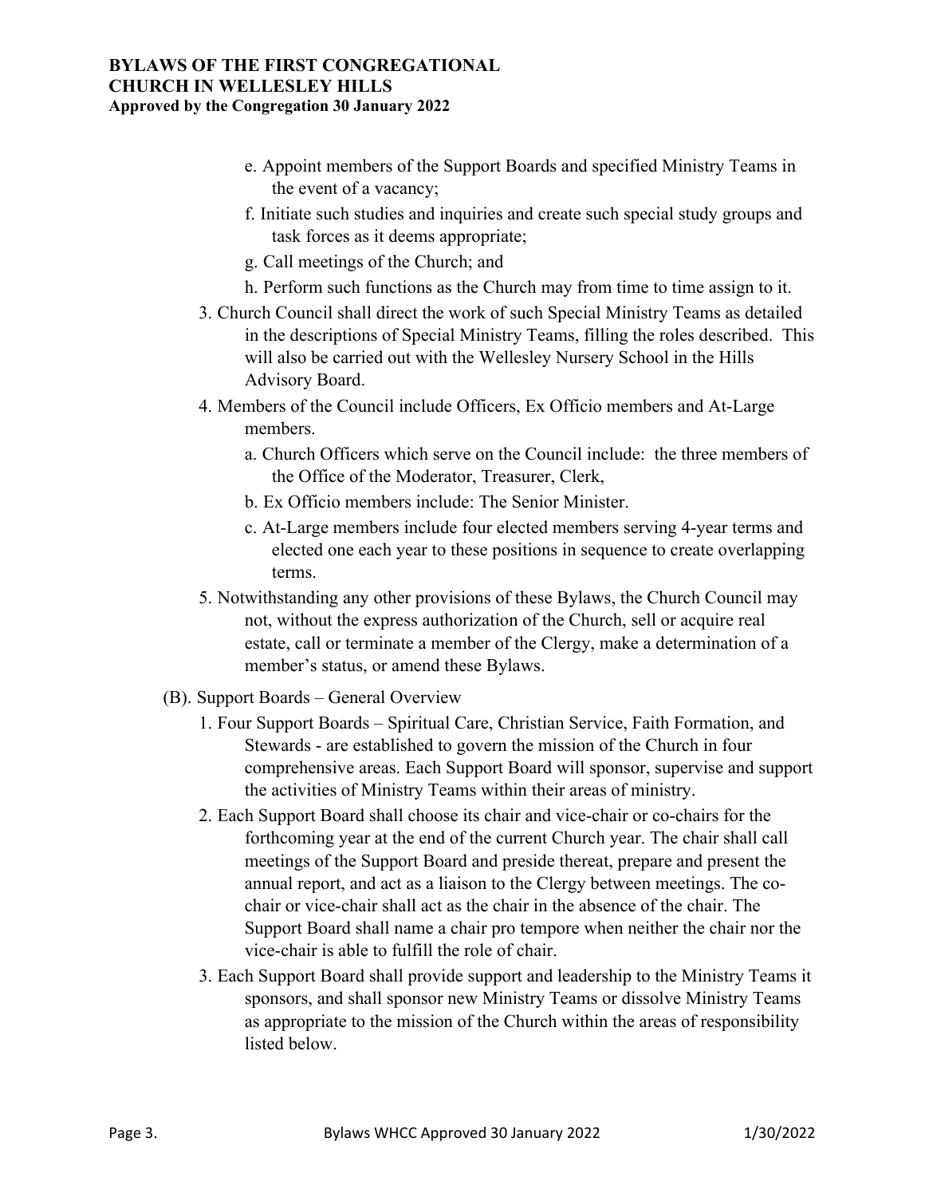e. Appoint members of the Support Boards and specified Ministry Teams in the event of a vacancy;

f. Initiate such studies and inquiries and create such special study groups and task forces as it deems appropriate;

g. Call meetings of the Church; and

h. Perform such functions as the Church may from time to time assign to it.

3. Church Council shall direct the work of such Special Ministry Teams as detailed in the descriptions of Special Ministry Teams, filling the roles described. This will also be carried out with the Wellesley Nursery School in the Hills Advisory Board.

4. Members of the Council include Officers, Ex Officio members and At-Large members.

   a. Church Officers which serve on the Council include: the three members of the Office of the Moderator, Treasurer, Clerk,

   b. Ex Officio members include: The Senior Minister.

   c. At-Large members include four elected members serving 4-year terms and elected one each year to these positions in sequence to create overlapping terms.

5. Notwithstanding any other provisions of these Bylaws, the Church Council may not, without the express authorization of the Church, sell or acquire real estate, call or terminate a member of the Clergy, make a determination of a member's status, or amend these Bylaws.

(B). Support Boards – General Overview

1. Four Support Boards – Spiritual Care, Christian Service, Faith Formation, and Stewards - are established to govern the mission of the Church in four comprehensive areas. Each Support Board will sponsor, supervise and support the activities of Ministry Teams within their areas of ministry.

2. Each Support Board shall choose its chair and vice-chair or co-chairs for the forthcoming year at the end of the current Church year. The chair shall call meetings of the Support Board and preside thereat, prepare and present the annual report, and act as a liaison to the Clergy between meetings. The co-chair or vice-chair shall act as the chair in the absence of the chair. The Support Board shall name a chair pro tempore when neither the chair nor the vice-chair is able to fulfill the role of chair.

3. Each Support Board shall provide support and leadership to the Ministry Teams it sponsors, and shall sponsor new Ministry Teams or dissolve Ministry Teams as appropriate to the mission of the Church within the areas of responsibility listed below.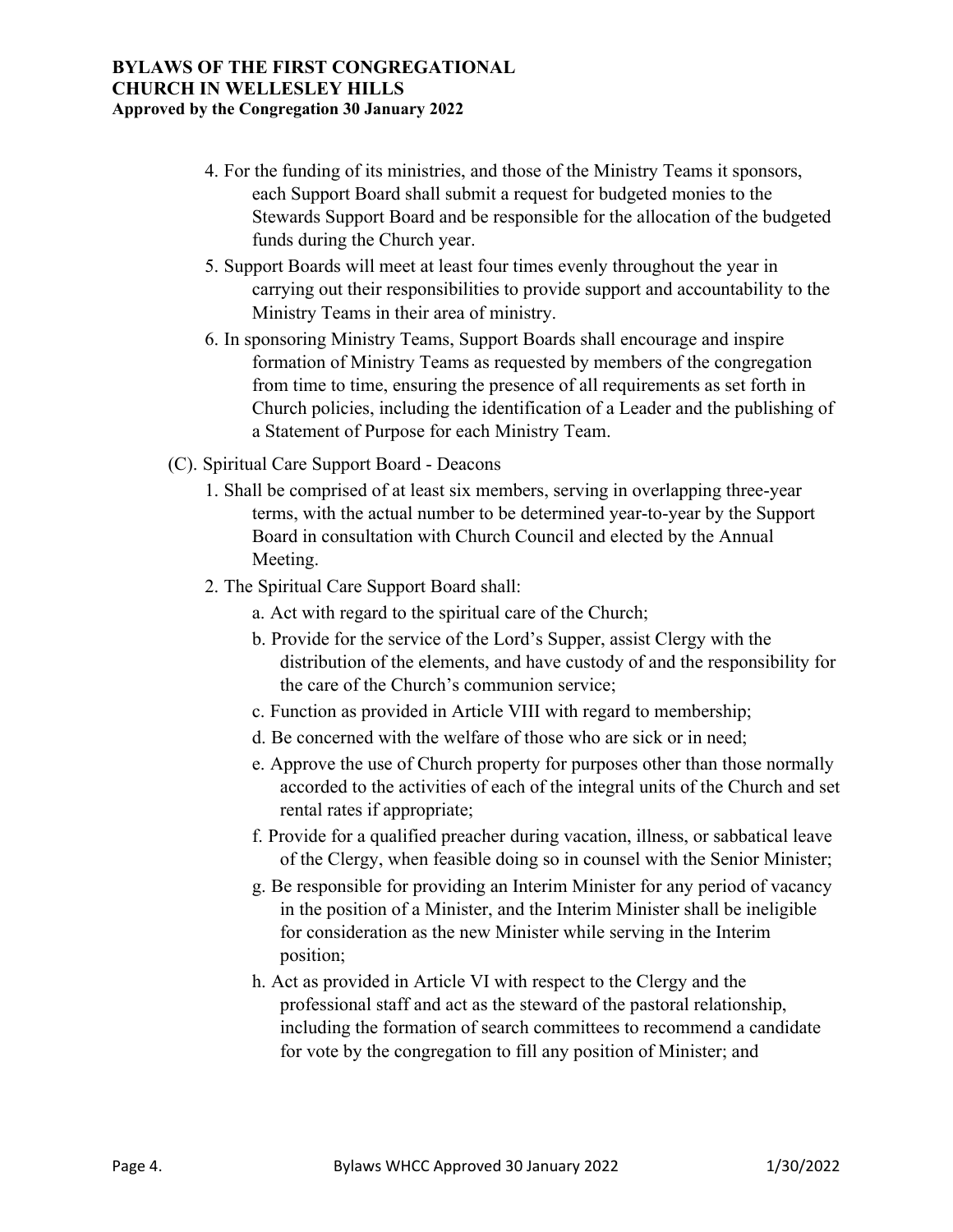4. For the funding of its ministries, and those of the Ministry Teams it sponsors, each Support Board shall submit a request for budgeted monies to the Stewards Support Board and be responsible for the allocation of the budgeted funds during the Church year.
5. Support Boards will meet at least four times evenly throughout the year in carrying out their responsibilities to provide support and accountability to the Ministry Teams in their area of ministry.
6. In sponsoring Ministry Teams, Support Boards shall encourage and inspire formation of Ministry Teams as requested by members of the congregation from time to time, ensuring the presence of all requirements as set forth in Church policies, including the identification of a Leader and the publishing of a Statement of Purpose for each Ministry Team.

(C). Spiritual Care Support Board - Deacons

1. Shall be comprised of at least six members, serving in overlapping three-year terms, with the actual number to be determined year-to-year by the Support Board in consultation with Church Council and elected by the Annual Meeting.
2. The Spiritual Care Support Board shall:
    - a. Act with regard to the spiritual care of the Church;
    - b. Provide for the service of the Lord's Supper, assist Clergy with the distribution of the elements, and have custody of and the responsibility for the care of the Church's communion service;
    - c. Function as provided in Article VIII with regard to membership;
    - d. Be concerned with the welfare of those who are sick or in need;
    - e. Approve the use of Church property for purposes other than those normally accorded to the activities of each of the integral units of the Church and set rental rates if appropriate;
    - f. Provide for a qualified preacher during vacation, illness, or sabbatical leave of the Clergy, when feasible doing so in counsel with the Senior Minister;
    - g. Be responsible for providing an Interim Minister for any period of vacancy in the position of a Minister, and the Interim Minister shall be ineligible for consideration as the new Minister while serving in the Interim position;
    - h. Act as provided in Article VI with respect to the Clergy and the professional staff and act as the steward of the pastoral relationship, including the formation of search committees to recommend a candidate for vote by the congregation to fill any position of Minister; and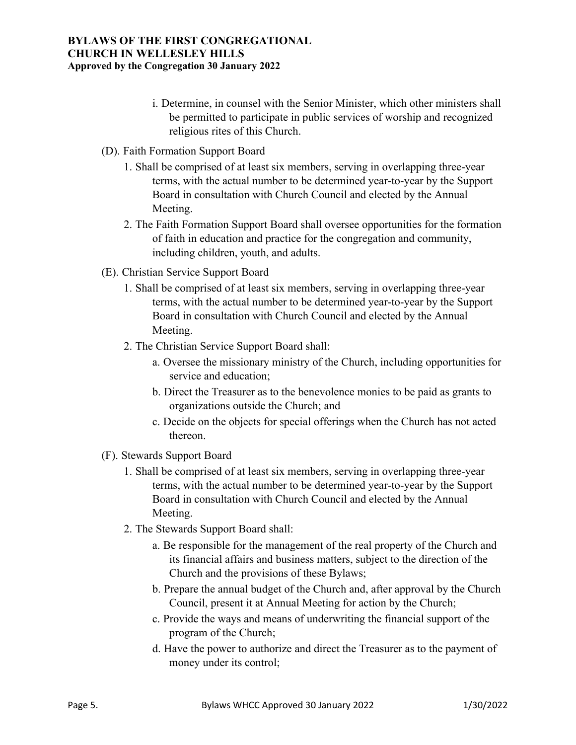i. Determine, in counsel with the Senior Minister, which other ministers shall be permitted to participate in public services of worship and recognized religious rites of this Church.

(D). Faith Formation Support Board

1. Shall be comprised of at least six members, serving in overlapping three-year terms, with the actual number to be determined year-to-year by the Support Board in consultation with Church Council and elected by the Annual Meeting.
2. The Faith Formation Support Board shall oversee opportunities for the formation of faith in education and practice for the congregation and community, including children, youth, and adults.

(E). Christian Service Support Board

1. Shall be comprised of at least six members, serving in overlapping three-year terms, with the actual number to be determined year-to-year by the Support Board in consultation with Church Council and elected by the Annual Meeting.
2. The Christian Service Support Board shall:
   a. Oversee the missionary ministry of the Church, including opportunities for service and education;
   b. Direct the Treasurer as to the benevolence monies to be paid as grants to organizations outside the Church; and
   c. Decide on the objects for special offerings when the Church has not acted thereon.

(F). Stewards Support Board

1. Shall be comprised of at least six members, serving in overlapping three-year terms, with the actual number to be determined year-to-year by the Support Board in consultation with Church Council and elected by the Annual Meeting.
2. The Stewards Support Board shall:
   a. Be responsible for the management of the real property of the Church and its financial affairs and business matters, subject to the direction of the Church and the provisions of these Bylaws;
   b. Prepare the annual budget of the Church and, after approval by the Church Council, present it at Annual Meeting for action by the Church;
   c. Provide the ways and means of underwriting the financial support of the program of the Church;
   d. Have the power to authorize and direct the Treasurer as to the payment of money under its control;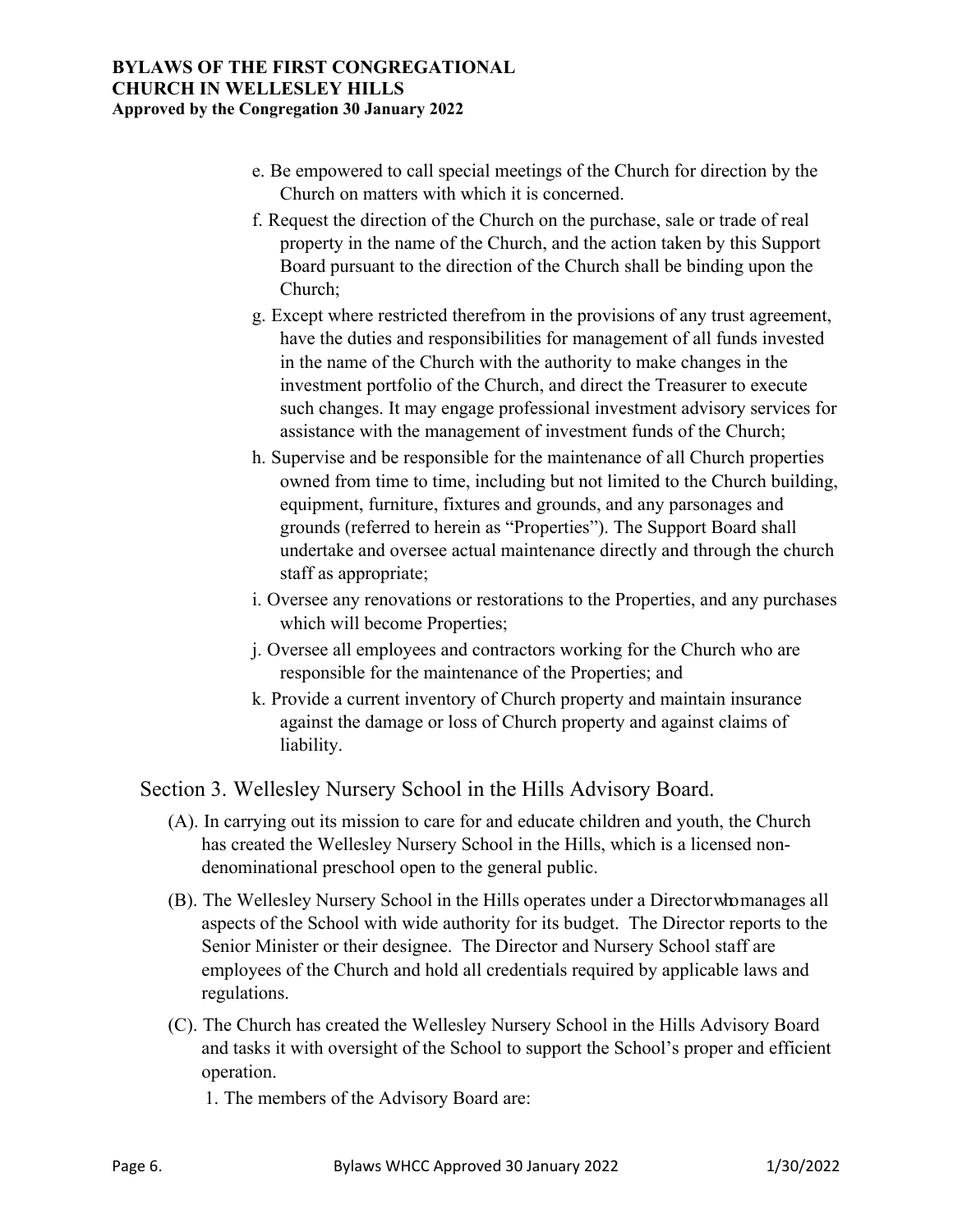e. Be empowered to call special meetings of the Church for direction by the Church on matters with which it is concerned.

f. Request the direction of the Church on the purchase, sale or trade of real property in the name of the Church, and the action taken by this Support Board pursuant to the direction of the Church shall be binding upon the Church;

g. Except where restricted therefrom in the provisions of any trust agreement, have the duties and responsibilities for management of all funds invested in the name of the Church with the authority to make changes in the investment portfolio of the Church, and direct the Treasurer to execute such changes. It may engage professional investment advisory services for assistance with the management of investment funds of the Church;

h. Supervise and be responsible for the maintenance of all Church properties owned from time to time, including but not limited to the Church building, equipment, furniture, fixtures and grounds, and any parsonages and grounds (referred to herein as "Properties"). The Support Board shall undertake and oversee actual maintenance directly and through the church staff as appropriate;

i. Oversee any renovations or restorations to the Properties, and any purchases which will become Properties;

j. Oversee all employees and contractors working for the Church who are responsible for the maintenance of the Properties; and

k. Provide a current inventory of Church property and maintain insurance against the damage or loss of Church property and against claims of liability.

## Section 3. Wellesley Nursery School in the Hills Advisory Board.

(A). In carrying out its mission to care for and educate children and youth, the Church has created the Wellesley Nursery School in the Hills, which is a licensed non-denominational preschool open to the general public.

(B). The Wellesley Nursery School in the Hills operates under a Director who manages all aspects of the School with wide authority for its budget. The Director reports to the Senior Minister or their designee. The Director and Nursery School staff are employees of the Church and hold all credentials required by applicable laws and regulations.

(C). The Church has created the Wellesley Nursery School in the Hills Advisory Board and tasks it with oversight of the School to support the School's proper and efficient operation.

1. The members of the Advisory Board are: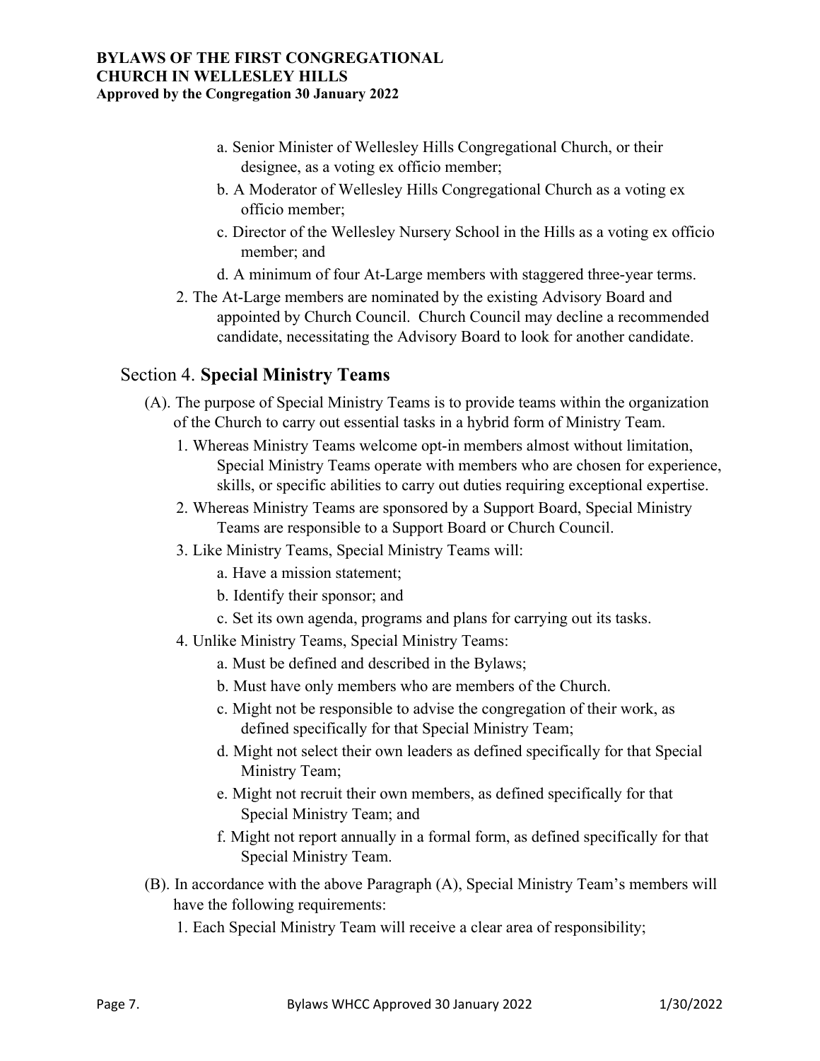a. Senior Minister of Wellesley Hills Congregational Church, or their designee, as a voting ex officio member;

b. A Moderator of Wellesley Hills Congregational Church as a voting ex officio member;

c. Director of the Wellesley Nursery School in the Hills as a voting ex officio member; and

d. A minimum of four At-Large members with staggered three-year terms.

2. The At-Large members are nominated by the existing Advisory Board and appointed by Church Council. Church Council may decline a recommended candidate, necessitating the Advisory Board to look for another candidate.

## Section 4. **Special Ministry Teams**

(A). The purpose of Special Ministry Teams is to provide teams within the organization of the Church to carry out essential tasks in a hybrid form of Ministry Team.

1. Whereas Ministry Teams welcome opt-in members almost without limitation, Special Ministry Teams operate with members who are chosen for experience, skills, or specific abilities to carry out duties requiring exceptional expertise.
2. Whereas Ministry Teams are sponsored by a Support Board, Special Ministry Teams are responsible to a Support Board or Church Council.
3. Like Ministry Teams, Special Ministry Teams will:
    - a. Have a mission statement;
    - b. Identify their sponsor; and
    - c. Set its own agenda, programs and plans for carrying out its tasks.
4. Unlike Ministry Teams, Special Ministry Teams:
    - a. Must be defined and described in the Bylaws;
    - b. Must have only members who are members of the Church.
    - c. Might not be responsible to advise the congregation of their work, as defined specifically for that Special Ministry Team;
    - d. Might not select their own leaders as defined specifically for that Special Ministry Team;
    - e. Might not recruit their own members, as defined specifically for that Special Ministry Team; and
    - f. Might not report annually in a formal form, as defined specifically for that Special Ministry Team.

(B). In accordance with the above Paragraph (A), Special Ministry Team's members will have the following requirements:

1. Each Special Ministry Team will receive a clear area of responsibility;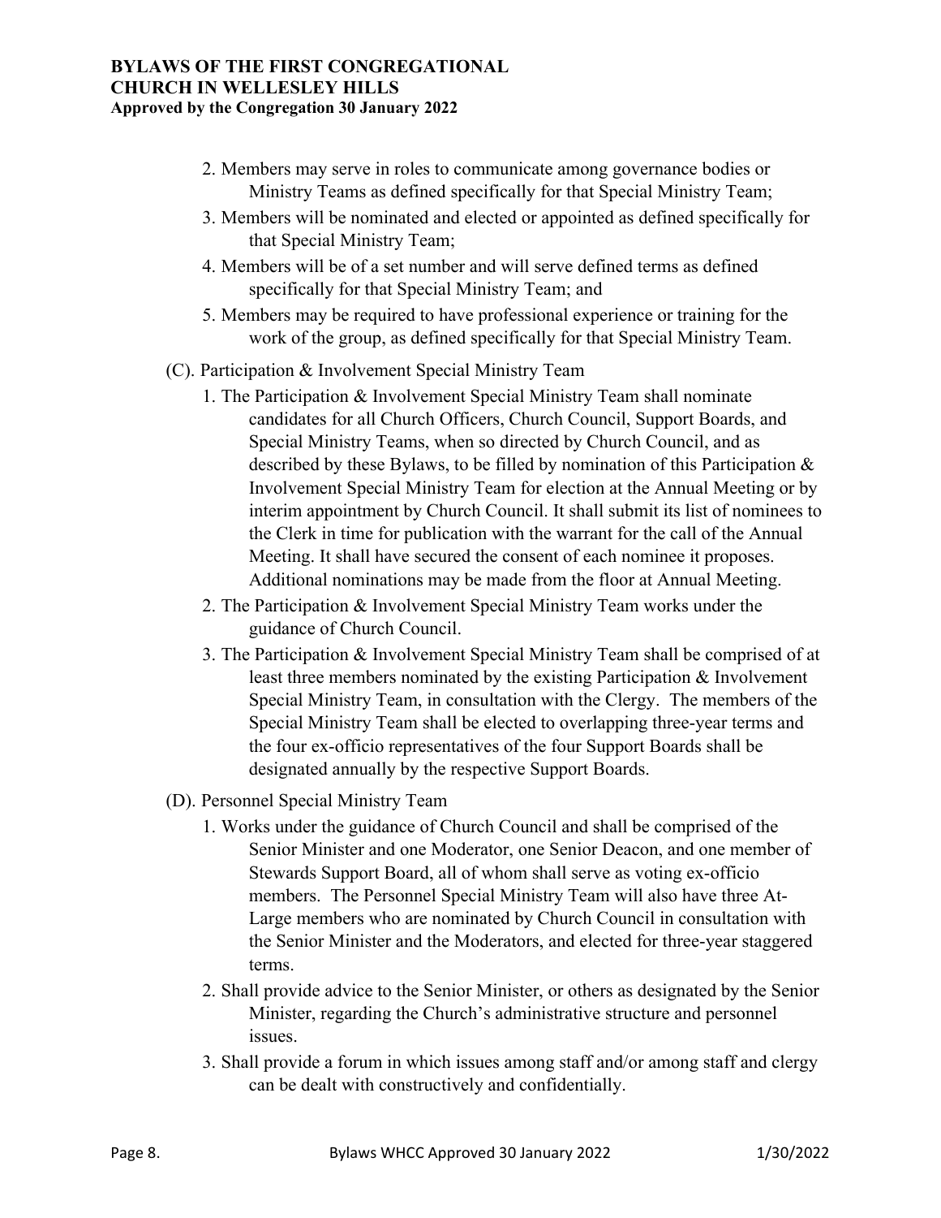2. Members may serve in roles to communicate among governance bodies or Ministry Teams as defined specifically for that Special Ministry Team;
3. Members will be nominated and elected or appointed as defined specifically for that Special Ministry Team;
4. Members will be of a set number and will serve defined terms as defined specifically for that Special Ministry Team; and
5. Members may be required to have professional experience or training for the work of the group, as defined specifically for that Special Ministry Team.

(C). Participation & Involvement Special Ministry Team

1. The Participation & Involvement Special Ministry Team shall nominate candidates for all Church Officers, Church Council, Support Boards, and Special Ministry Teams, when so directed by Church Council, and as described by these Bylaws, to be filled by nomination of this Participation & Involvement Special Ministry Team for election at the Annual Meeting or by interim appointment by Church Council. It shall submit its list of nominees to the Clerk in time for publication with the warrant for the call of the Annual Meeting. It shall have secured the consent of each nominee it proposes. Additional nominations may be made from the floor at Annual Meeting.
2. The Participation & Involvement Special Ministry Team works under the guidance of Church Council.
3. The Participation & Involvement Special Ministry Team shall be comprised of at least three members nominated by the existing Participation & Involvement Special Ministry Team, in consultation with the Clergy. The members of the Special Ministry Team shall be elected to overlapping three-year terms and the four ex-officio representatives of the four Support Boards shall be designated annually by the respective Support Boards.

(D). Personnel Special Ministry Team

1. Works under the guidance of Church Council and shall be comprised of the Senior Minister and one Moderator, one Senior Deacon, and one member of Stewards Support Board, all of whom shall serve as voting ex-officio members. The Personnel Special Ministry Team will also have three At-Large members who are nominated by Church Council in consultation with the Senior Minister and the Moderators, and elected for three-year staggered terms.
2. Shall provide advice to the Senior Minister, or others as designated by the Senior Minister, regarding the Church's administrative structure and personnel issues.
3. Shall provide a forum in which issues among staff and/or among staff and clergy can be dealt with constructively and confidentially.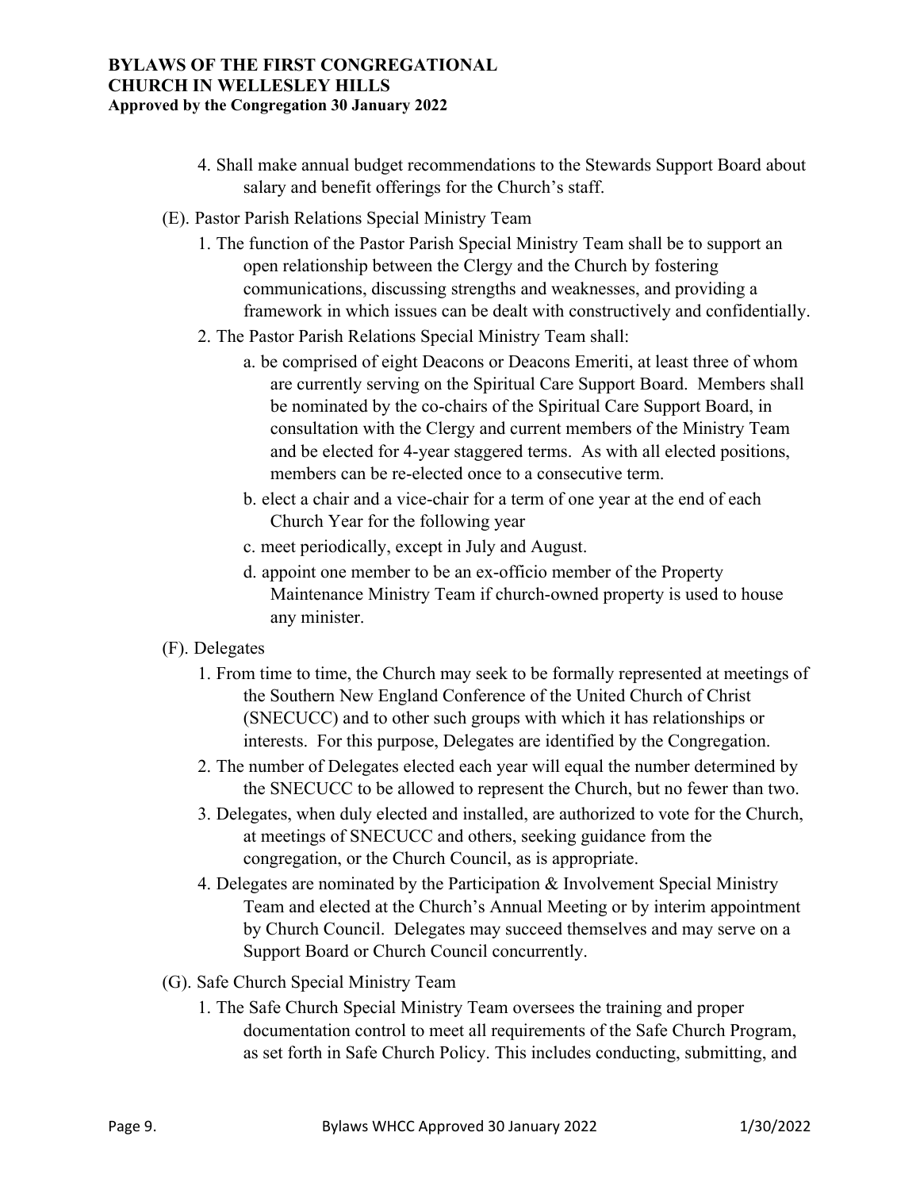4. Shall make annual budget recommendations to the Stewards Support Board about salary and benefit offerings for the Church's staff.

(E). Pastor Parish Relations Special Ministry Team

1. The function of the Pastor Parish Special Ministry Team shall be to support an open relationship between the Clergy and the Church by fostering communications, discussing strengths and weaknesses, and providing a framework in which issues can be dealt with constructively and confidentially.
2. The Pastor Parish Relations Special Ministry Team shall:
    a. be comprised of eight Deacons or Deacons Emeriti, at least three of whom are currently serving on the Spiritual Care Support Board. Members shall be nominated by the co-chairs of the Spiritual Care Support Board, in consultation with the Clergy and current members of the Ministry Team and be elected for 4-year staggered terms. As with all elected positions, members can be re-elected once to a consecutive term.
    b. elect a chair and a vice-chair for a term of one year at the end of each Church Year for the following year
    c. meet periodically, except in July and August.
    d. appoint one member to be an ex-officio member of the Property Maintenance Ministry Team if church-owned property is used to house any minister.

(F). Delegates

1. From time to time, the Church may seek to be formally represented at meetings of the Southern New England Conference of the United Church of Christ (SNECUCC) and to other such groups with which it has relationships or interests. For this purpose, Delegates are identified by the Congregation.
2. The number of Delegates elected each year will equal the number determined by the SNECUCC to be allowed to represent the Church, but no fewer than two.
3. Delegates, when duly elected and installed, are authorized to vote for the Church, at meetings of SNECUCC and others, seeking guidance from the congregation, or the Church Council, as is appropriate.
4. Delegates are nominated by the Participation & Involvement Special Ministry Team and elected at the Church's Annual Meeting or by interim appointment by Church Council. Delegates may succeed themselves and may serve on a Support Board or Church Council concurrently.

(G). Safe Church Special Ministry Team

1. The Safe Church Special Ministry Team oversees the training and proper documentation control to meet all requirements of the Safe Church Program, as set forth in Safe Church Policy. This includes conducting, submitting, and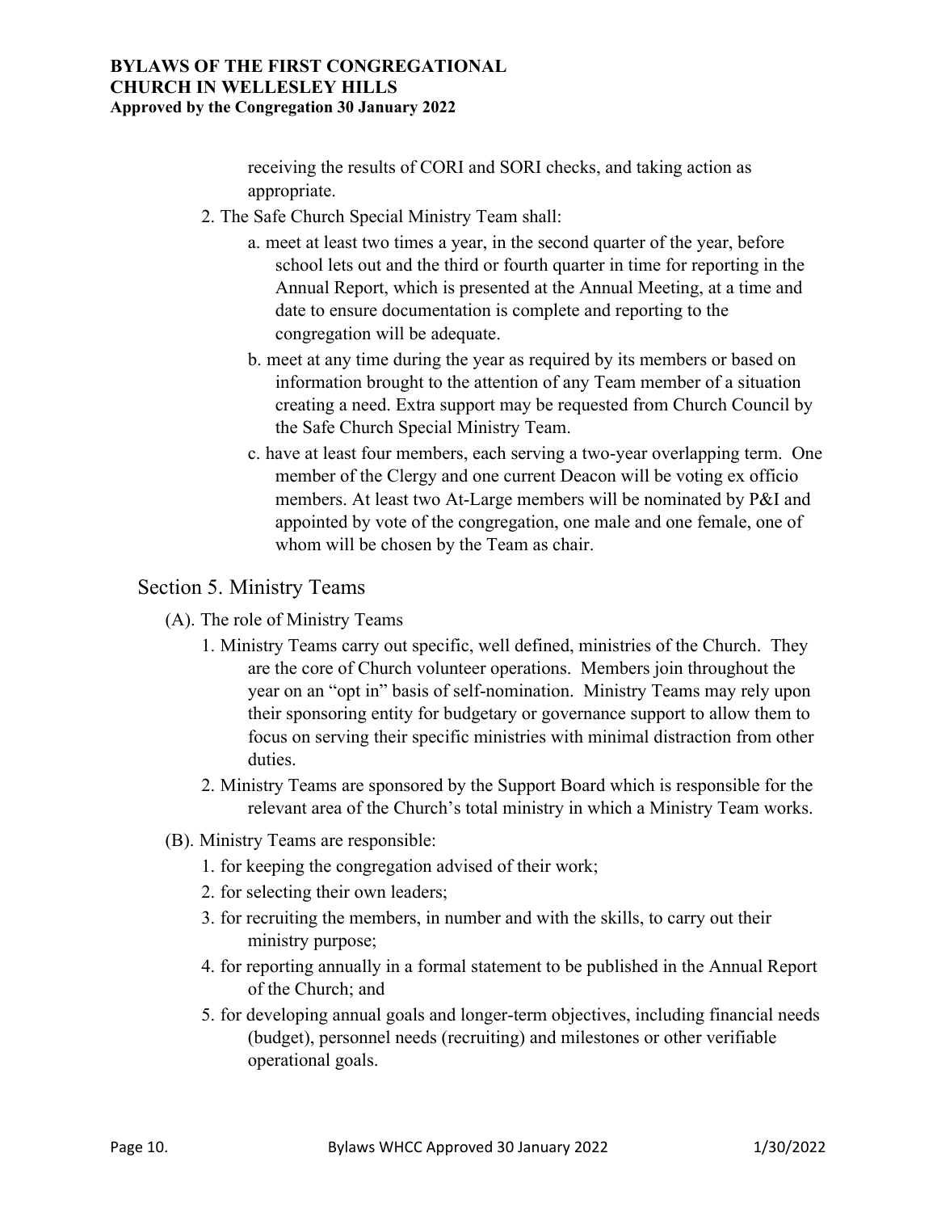receiving the results of CORI and SORI checks, and taking action as appropriate.

2. The Safe Church Special Ministry Team shall:
    a. meet at least two times a year, in the second quarter of the year, before school lets out and the third or fourth quarter in time for reporting in the Annual Report, which is presented at the Annual Meeting, at a time and date to ensure documentation is complete and reporting to the congregation will be adequate.
    b. meet at any time during the year as required by its members or based on information brought to the attention of any Team member of a situation creating a need. Extra support may be requested from Church Council by the Safe Church Special Ministry Team.
    c. have at least four members, each serving a two-year overlapping term. One member of the Clergy and one current Deacon will be voting ex officio members. At least two At-Large members will be nominated by P&I and appointed by vote of the congregation, one male and one female, one of whom will be chosen by the Team as chair.

## Section 5. Ministry Teams

(A). The role of Ministry Teams

1. Ministry Teams carry out specific, well defined, ministries of the Church. They are the core of Church volunteer operations. Members join throughout the year on an "opt in" basis of self-nomination. Ministry Teams may rely upon their sponsoring entity for budgetary or governance support to allow them to focus on serving their specific ministries with minimal distraction from other duties.
2. Ministry Teams are sponsored by the Support Board which is responsible for the relevant area of the Church's total ministry in which a Ministry Team works.

(B). Ministry Teams are responsible:

1. for keeping the congregation advised of their work;
2. for selecting their own leaders;
3. for recruiting the members, in number and with the skills, to carry out their ministry purpose;
4. for reporting annually in a formal statement to be published in the Annual Report of the Church; and
5. for developing annual goals and longer-term objectives, including financial needs (budget), personnel needs (recruiting) and milestones or other verifiable operational goals.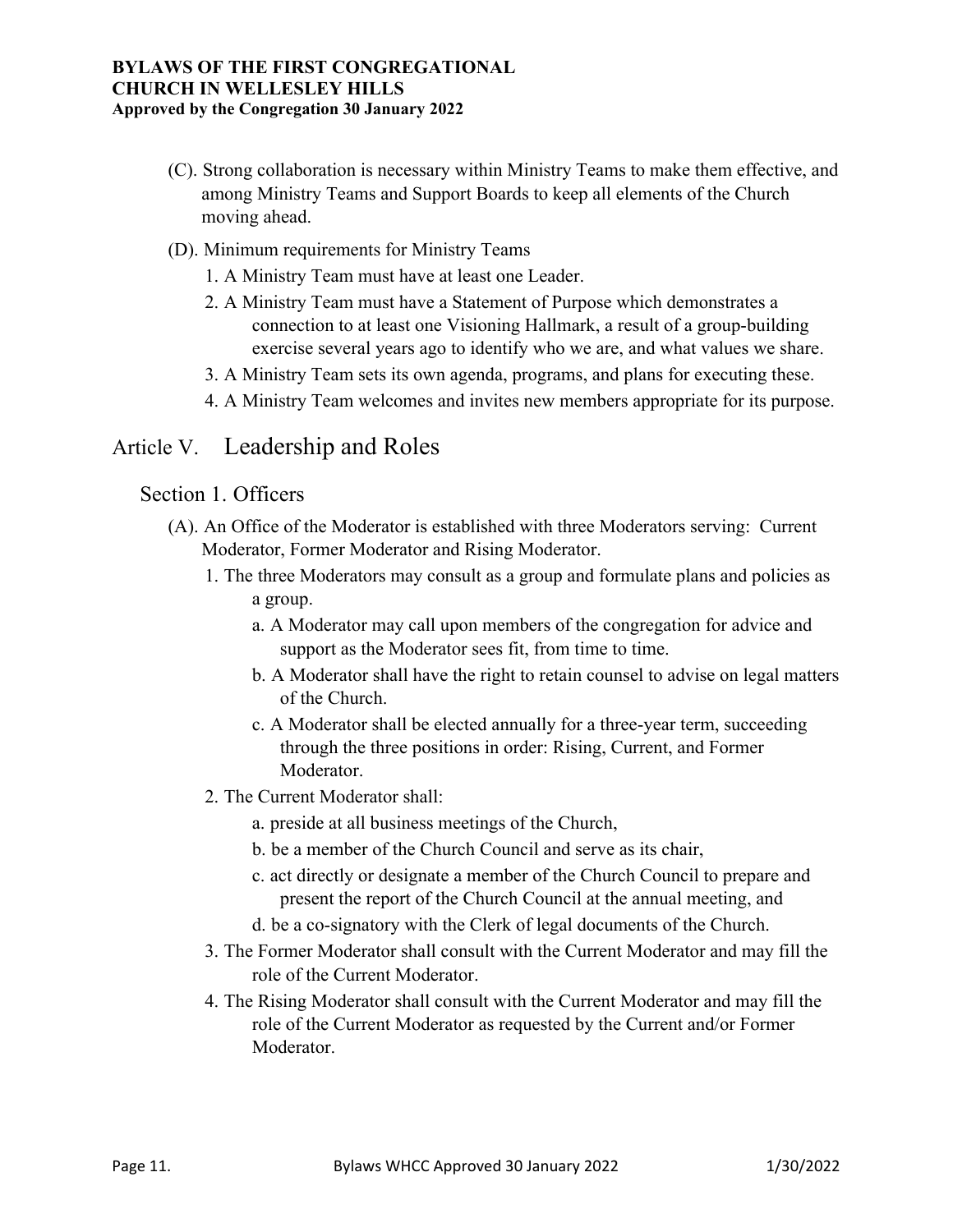(C). Strong collaboration is necessary within Ministry Teams to make them effective, and among Ministry Teams and Support Boards to keep all elements of the Church moving ahead.

(D). Minimum requirements for Ministry Teams

1. A Ministry Team must have at least one Leader.
2. A Ministry Team must have a Statement of Purpose which demonstrates a connection to at least one Visioning Hallmark, a result of a group-building exercise several years ago to identify who we are, and what values we share.
3. A Ministry Team sets its own agenda, programs, and plans for executing these.
4. A Ministry Team welcomes and invites new members appropriate for its purpose.

## Article V. Leadership and Roles

### Section 1. Officers

(A). An Office of the Moderator is established with three Moderators serving: Current Moderator, Former Moderator and Rising Moderator.

1. The three Moderators may consult as a group and formulate plans and policies as a group.
   - a. A Moderator may call upon members of the congregation for advice and support as the Moderator sees fit, from time to time.
   - b. A Moderator shall have the right to retain counsel to advise on legal matters of the Church.
   - c. A Moderator shall be elected annually for a three-year term, succeeding through the three positions in order: Rising, Current, and Former Moderator.
2. The Current Moderator shall:
   - a. preside at all business meetings of the Church,
   - b. be a member of the Church Council and serve as its chair,
   - c. act directly or designate a member of the Church Council to prepare and present the report of the Church Council at the annual meeting, and
   - d. be a co-signatory with the Clerk of legal documents of the Church.
3. The Former Moderator shall consult with the Current Moderator and may fill the role of the Current Moderator.
4. The Rising Moderator shall consult with the Current Moderator and may fill the role of the Current Moderator as requested by the Current and/or Former Moderator.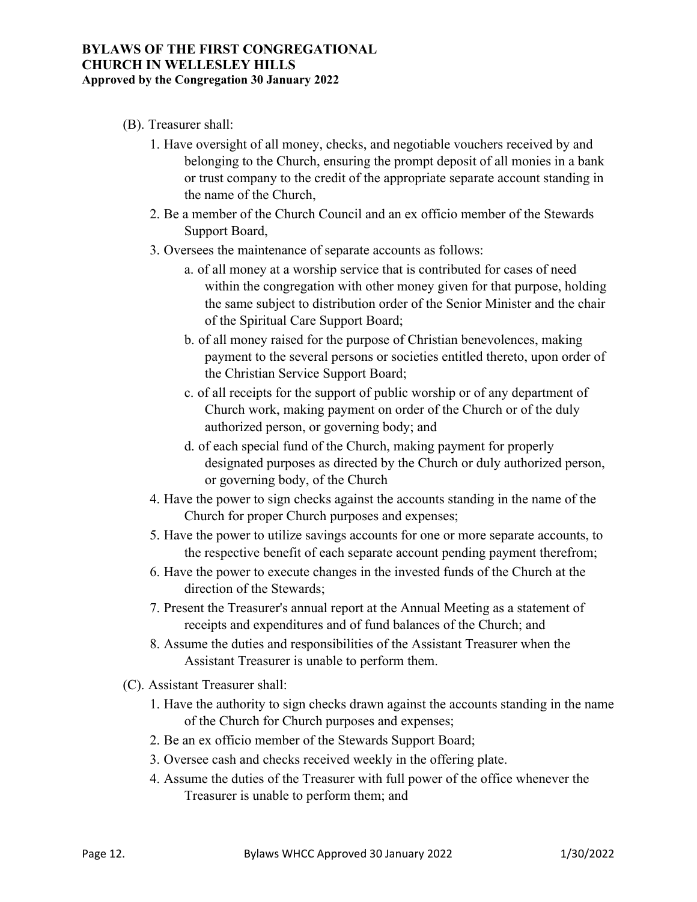(B). Treasurer shall:

1. Have oversight of all money, checks, and negotiable vouchers received by and belonging to the Church, ensuring the prompt deposit of all monies in a bank or trust company to the credit of the appropriate separate account standing in the name of the Church,
2. Be a member of the Church Council and an ex officio member of the Stewards Support Board,
3. Oversees the maintenance of separate accounts as follows:
   a. of all money at a worship service that is contributed for cases of need within the congregation with other money given for that purpose, holding the same subject to distribution order of the Senior Minister and the chair of the Spiritual Care Support Board;
   b. of all money raised for the purpose of Christian benevolences, making payment to the several persons or societies entitled thereto, upon order of the Christian Service Support Board;
   c. of all receipts for the support of public worship or of any department of Church work, making payment on order of the Church or of the duly authorized person, or governing body; and
   d. of each special fund of the Church, making payment for properly designated purposes as directed by the Church or duly authorized person, or governing body, of the Church
4. Have the power to sign checks against the accounts standing in the name of the Church for proper Church purposes and expenses;
5. Have the power to utilize savings accounts for one or more separate accounts, to the respective benefit of each separate account pending payment therefrom;
6. Have the power to execute changes in the invested funds of the Church at the direction of the Stewards;
7. Present the Treasurer's annual report at the Annual Meeting as a statement of receipts and expenditures and of fund balances of the Church; and
8. Assume the duties and responsibilities of the Assistant Treasurer when the Assistant Treasurer is unable to perform them.

(C). Assistant Treasurer shall:

1. Have the authority to sign checks drawn against the accounts standing in the name of the Church for Church purposes and expenses;
2. Be an ex officio member of the Stewards Support Board;
3. Oversee cash and checks received weekly in the offering plate.
4. Assume the duties of the Treasurer with full power of the office whenever the Treasurer is unable to perform them; and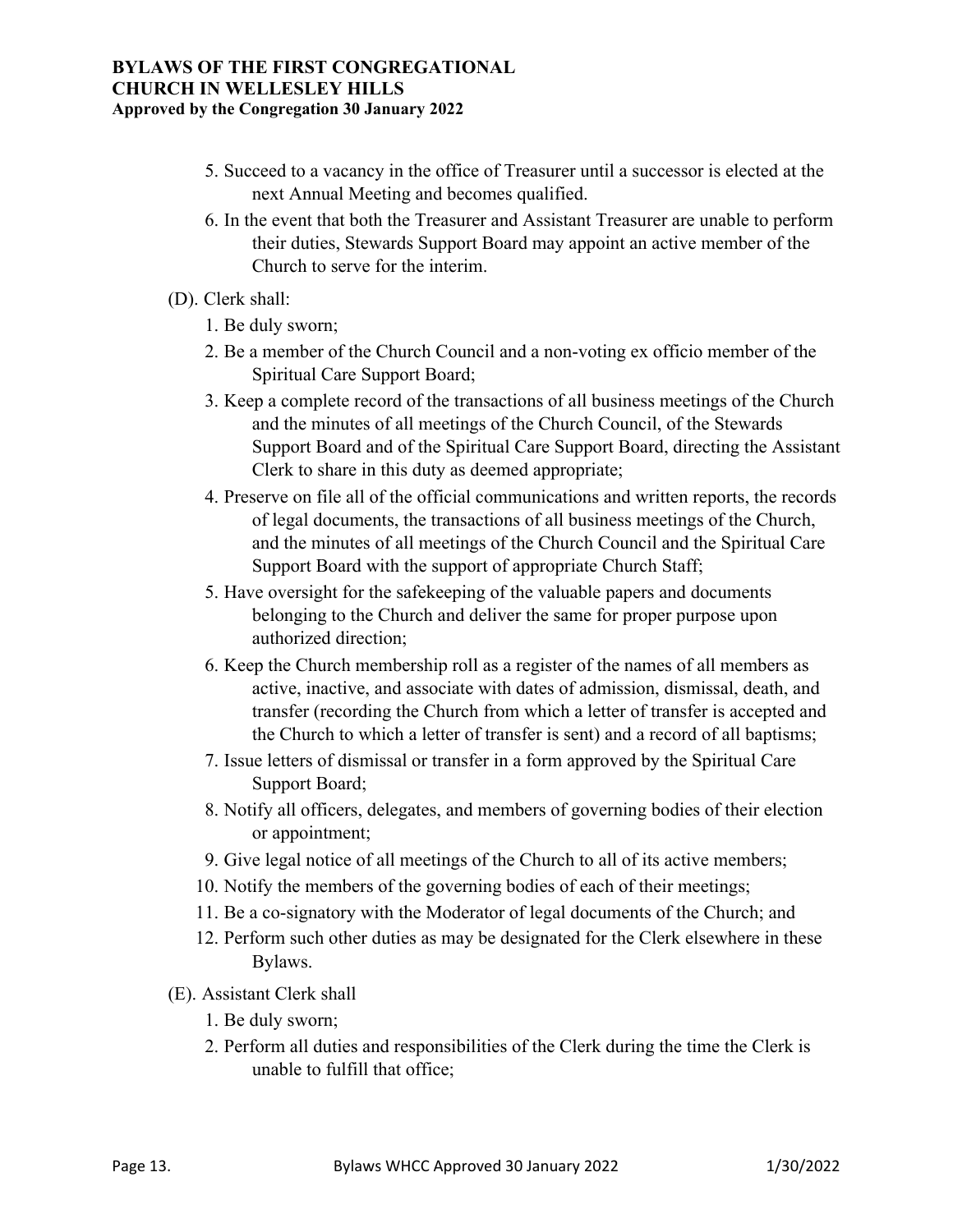5. Succeed to a vacancy in the office of Treasurer until a successor is elected at the next Annual Meeting and becomes qualified.
6. In the event that both the Treasurer and Assistant Treasurer are unable to perform their duties, Stewards Support Board may appoint an active member of the Church to serve for the interim.

(D). Clerk shall:

1. Be duly sworn;
2. Be a member of the Church Council and a non-voting ex officio member of the Spiritual Care Support Board;
3. Keep a complete record of the transactions of all business meetings of the Church and the minutes of all meetings of the Church Council, of the Stewards Support Board and of the Spiritual Care Support Board, directing the Assistant Clerk to share in this duty as deemed appropriate;
4. Preserve on file all of the official communications and written reports, the records of legal documents, the transactions of all business meetings of the Church, and the minutes of all meetings of the Church Council and the Spiritual Care Support Board with the support of appropriate Church Staff;
5. Have oversight for the safekeeping of the valuable papers and documents belonging to the Church and deliver the same for proper purpose upon authorized direction;
6. Keep the Church membership roll as a register of the names of all members as active, inactive, and associate with dates of admission, dismissal, death, and transfer (recording the Church from which a letter of transfer is accepted and the Church to which a letter of transfer is sent) and a record of all baptisms;
7. Issue letters of dismissal or transfer in a form approved by the Spiritual Care Support Board;
8. Notify all officers, delegates, and members of governing bodies of their election or appointment;
9. Give legal notice of all meetings of the Church to all of its active members;
10. Notify the members of the governing bodies of each of their meetings;
11. Be a co-signatory with the Moderator of legal documents of the Church; and
12. Perform such other duties as may be designated for the Clerk elsewhere in these Bylaws.

(E). Assistant Clerk shall

1. Be duly sworn;
2. Perform all duties and responsibilities of the Clerk during the time the Clerk is unable to fulfill that office;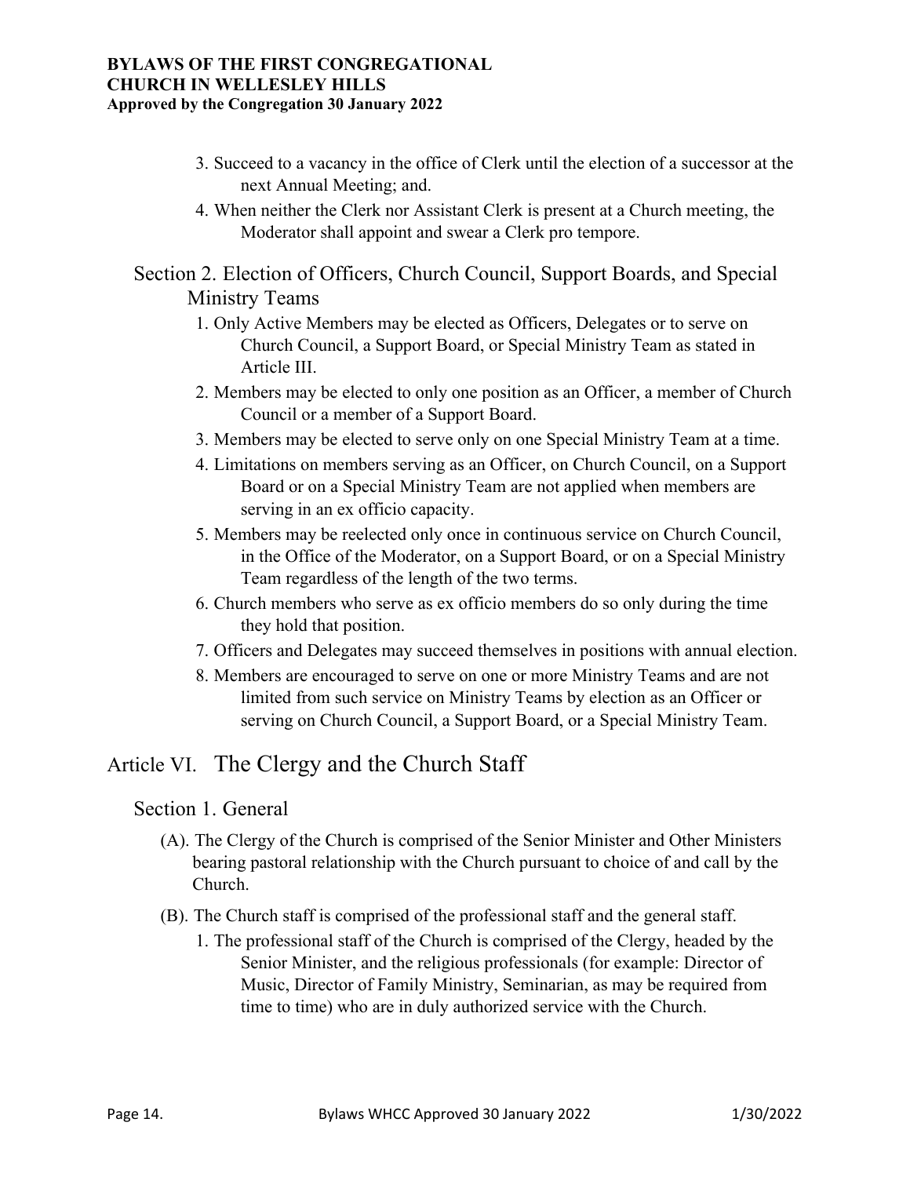3. Succeed to a vacancy in the office of Clerk until the election of a successor at the next Annual Meeting; and.
4. When neither the Clerk nor Assistant Clerk is present at a Church meeting, the Moderator shall appoint and swear a Clerk pro tempore.

### Section 2. Election of Officers, Church Council, Support Boards, and Special Ministry Teams

1. Only Active Members may be elected as Officers, Delegates or to serve on Church Council, a Support Board, or Special Ministry Team as stated in Article III.
2. Members may be elected to only one position as an Officer, a member of Church Council or a member of a Support Board.
3. Members may be elected to serve only on one Special Ministry Team at a time.
4. Limitations on members serving as an Officer, on Church Council, on a Support Board or on a Special Ministry Team are not applied when members are serving in an ex officio capacity.
5. Members may be reelected only once in continuous service on Church Council, in the Office of the Moderator, on a Support Board, or on a Special Ministry Team regardless of the length of the two terms.
6. Church members who serve as ex officio members do so only during the time they hold that position.
7. Officers and Delegates may succeed themselves in positions with annual election.
8. Members are encouraged to serve on one or more Ministry Teams and are not limited from such service on Ministry Teams by election as an Officer or serving on Church Council, a Support Board, or a Special Ministry Team.

## Article VI. The Clergy and the Church Staff

### Section 1. General

(A). The Clergy of the Church is comprised of the Senior Minister and Other Ministers bearing pastoral relationship with the Church pursuant to choice of and call by the Church.

(B). The Church staff is comprised of the professional staff and the general staff.

1. The professional staff of the Church is comprised of the Clergy, headed by the Senior Minister, and the religious professionals (for example: Director of Music, Director of Family Ministry, Seminarian, as may be required from time to time) who are in duly authorized service with the Church.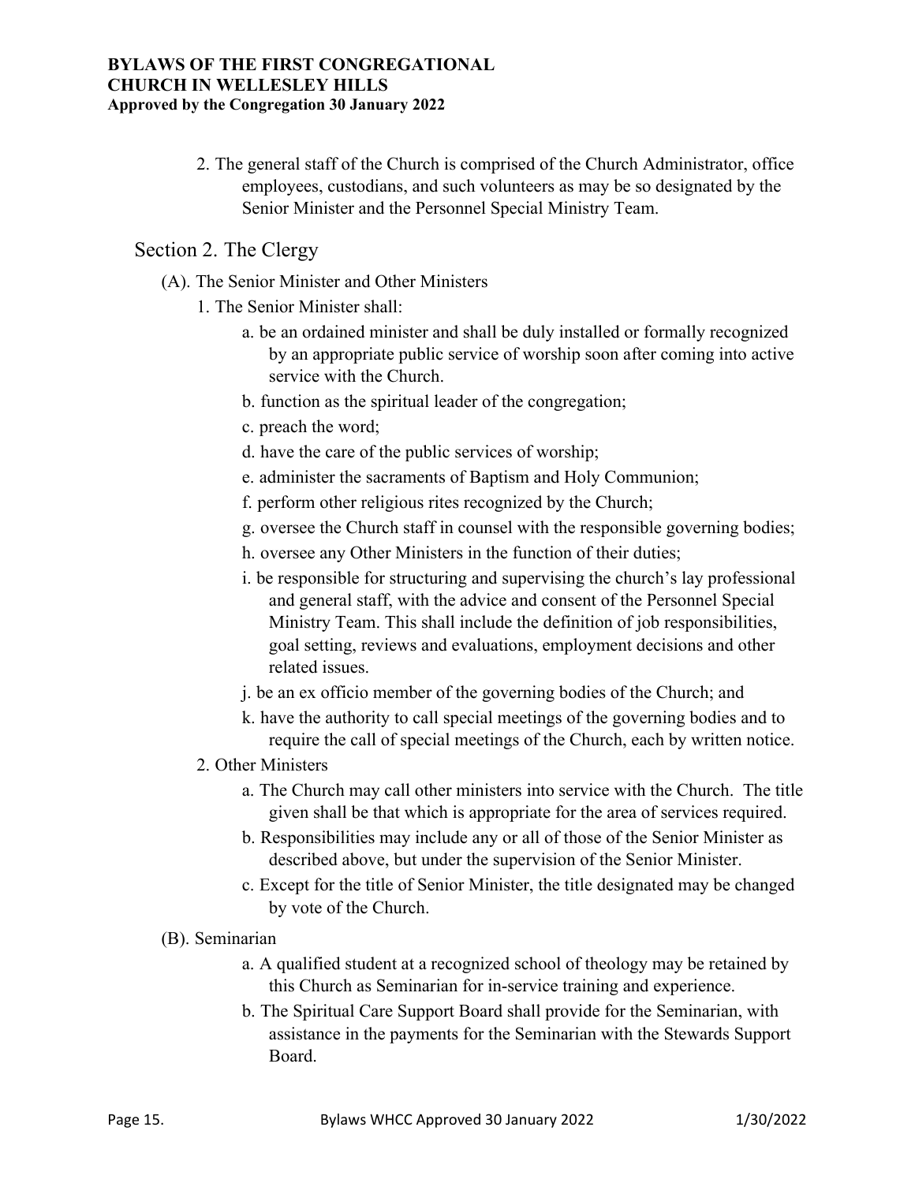2. The general staff of the Church is comprised of the Church Administrator, office employees, custodians, and such volunteers as may be so designated by the Senior Minister and the Personnel Special Ministry Team.

## Section 2. The Clergy

(A). The Senior Minister and Other Ministers

1. The Senior Minister shall:
   - a. be an ordained minister and shall be duly installed or formally recognized by an appropriate public service of worship soon after coming into active service with the Church.
   - b. function as the spiritual leader of the congregation;
   - c. preach the word;
   - d. have the care of the public services of worship;
   - e. administer the sacraments of Baptism and Holy Communion;
   - f. perform other religious rites recognized by the Church;
   - g. oversee the Church staff in counsel with the responsible governing bodies;
   - h. oversee any Other Ministers in the function of their duties;
   - i. be responsible for structuring and supervising the church's lay professional and general staff, with the advice and consent of the Personnel Special Ministry Team. This shall include the definition of job responsibilities, goal setting, reviews and evaluations, employment decisions and other related issues.
   - j. be an ex officio member of the governing bodies of the Church; and
   - k. have the authority to call special meetings of the governing bodies and to require the call of special meetings of the Church, each by written notice.
2. Other Ministers
   - a. The Church may call other ministers into service with the Church. The title given shall be that which is appropriate for the area of services required.
   - b. Responsibilities may include any or all of those of the Senior Minister as described above, but under the supervision of the Senior Minister.
   - c. Except for the title of Senior Minister, the title designated may be changed by vote of the Church.

(B). Seminarian

- a. A qualified student at a recognized school of theology may be retained by this Church as Seminarian for in-service training and experience.
- b. The Spiritual Care Support Board shall provide for the Seminarian, with assistance in the payments for the Seminarian with the Stewards Support Board.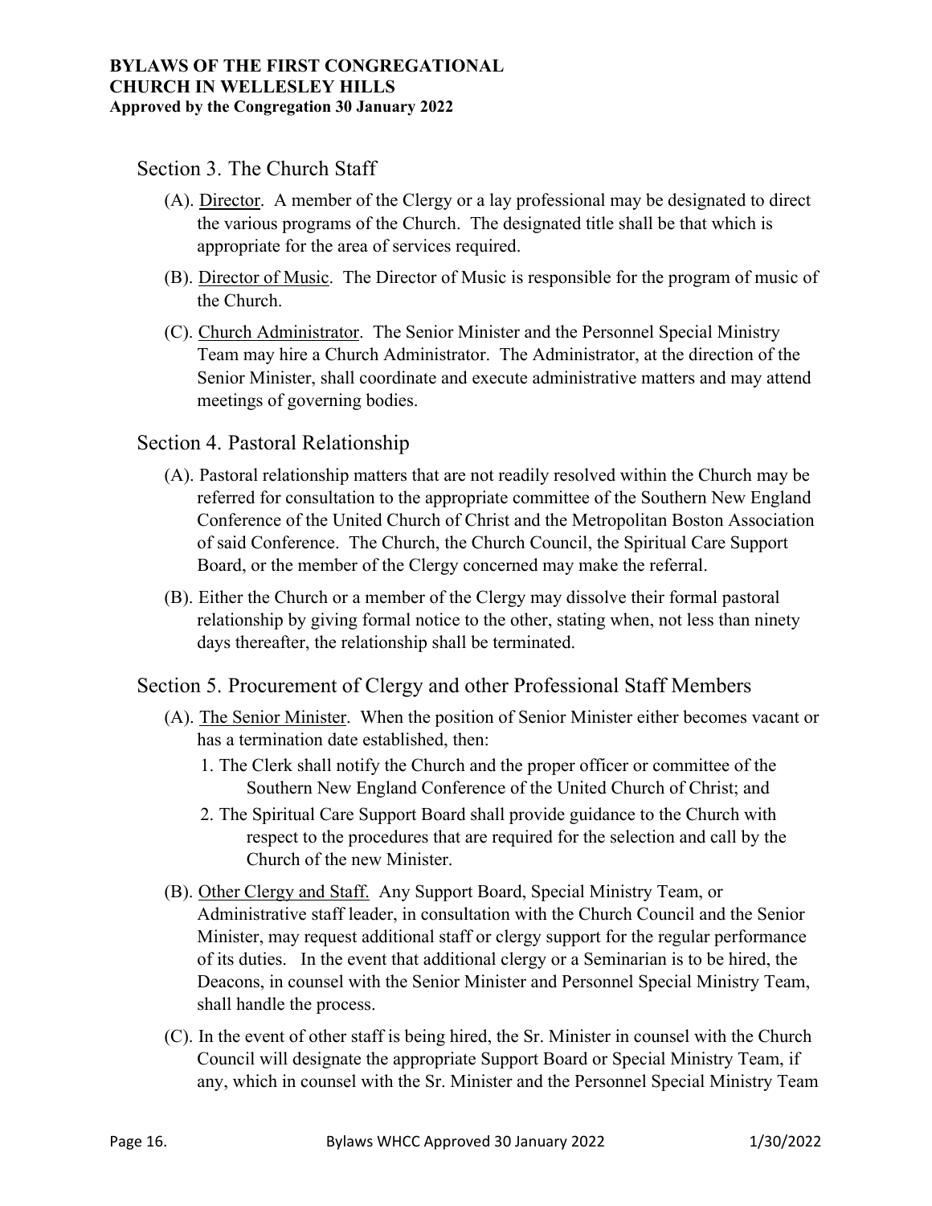## Section 3. The Church Staff

(A). Director. A member of the Clergy or a lay professional may be designated to direct the various programs of the Church. The designated title shall be that which is appropriate for the area of services required.

(B). Director of Music. The Director of Music is responsible for the program of music of the Church.

(C). Church Administrator. The Senior Minister and the Personnel Special Ministry Team may hire a Church Administrator. The Administrator, at the direction of the Senior Minister, shall coordinate and execute administrative matters and may attend meetings of governing bodies.

## Section 4. Pastoral Relationship

(A). Pastoral relationship matters that are not readily resolved within the Church may be referred for consultation to the appropriate committee of the Southern New England Conference of the United Church of Christ and the Metropolitan Boston Association of said Conference. The Church, the Church Council, the Spiritual Care Support Board, or the member of the Clergy concerned may make the referral.

(B). Either the Church or a member of the Clergy may dissolve their formal pastoral relationship by giving formal notice to the other, stating when, not less than ninety days thereafter, the relationship shall be terminated.

## Section 5. Procurement of Clergy and other Professional Staff Members

(A). The Senior Minister. When the position of Senior Minister either becomes vacant or has a termination date established, then:

1. The Clerk shall notify the Church and the proper officer or committee of the Southern New England Conference of the United Church of Christ; and
2. The Spiritual Care Support Board shall provide guidance to the Church with respect to the procedures that are required for the selection and call by the Church of the new Minister.

(B). Other Clergy and Staff. Any Support Board, Special Ministry Team, or Administrative staff leader, in consultation with the Church Council and the Senior Minister, may request additional staff or clergy support for the regular performance of its duties. In the event that additional clergy or a Seminarian is to be hired, the Deacons, in counsel with the Senior Minister and Personnel Special Ministry Team, shall handle the process.

(C). In the event of other staff is being hired, the Sr. Minister in counsel with the Church Council will designate the appropriate Support Board or Special Ministry Team, if any, which in counsel with the Sr. Minister and the Personnel Special Ministry Team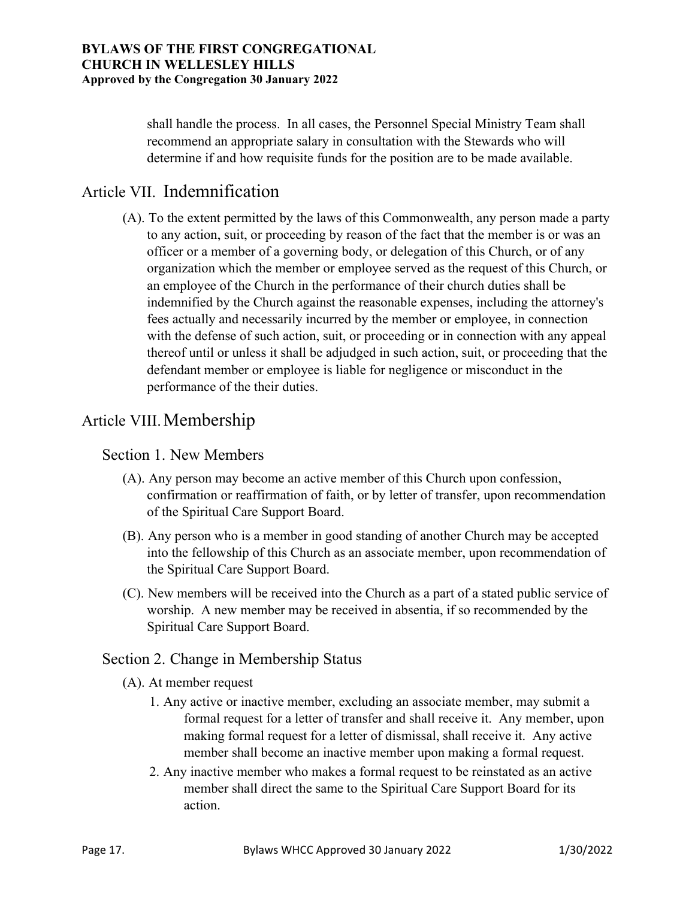shall handle the process. In all cases, the Personnel Special Ministry Team shall recommend an appropriate salary in consultation with the Stewards who will determine if and how requisite funds for the position are to be made available.

## Article VII. Indemnification

(A). To the extent permitted by the laws of this Commonwealth, any person made a party to any action, suit, or proceeding by reason of the fact that the member is or was an officer or a member of a governing body, or delegation of this Church, or of any organization which the member or employee served as the request of this Church, or an employee of the Church in the performance of their church duties shall be indemnified by the Church against the reasonable expenses, including the attorney's fees actually and necessarily incurred by the member or employee, in connection with the defense of such action, suit, or proceeding or in connection with any appeal thereof until or unless it shall be adjudged in such action, suit, or proceeding that the defendant member or employee is liable for negligence or misconduct in the performance of the their duties.

## Article VIII. Membership

### Section 1. New Members

(A). Any person may become an active member of this Church upon confession, confirmation or reaffirmation of faith, or by letter of transfer, upon recommendation of the Spiritual Care Support Board.

(B). Any person who is a member in good standing of another Church may be accepted into the fellowship of this Church as an associate member, upon recommendation of the Spiritual Care Support Board.

(C). New members will be received into the Church as a part of a stated public service of worship. A new member may be received in absentia, if so recommended by the Spiritual Care Support Board.

### Section 2. Change in Membership Status

(A). At member request

1. Any active or inactive member, excluding an associate member, may submit a formal request for a letter of transfer and shall receive it. Any member, upon making formal request for a letter of dismissal, shall receive it. Any active member shall become an inactive member upon making a formal request.
2. Any inactive member who makes a formal request to be reinstated as an active member shall direct the same to the Spiritual Care Support Board for its action.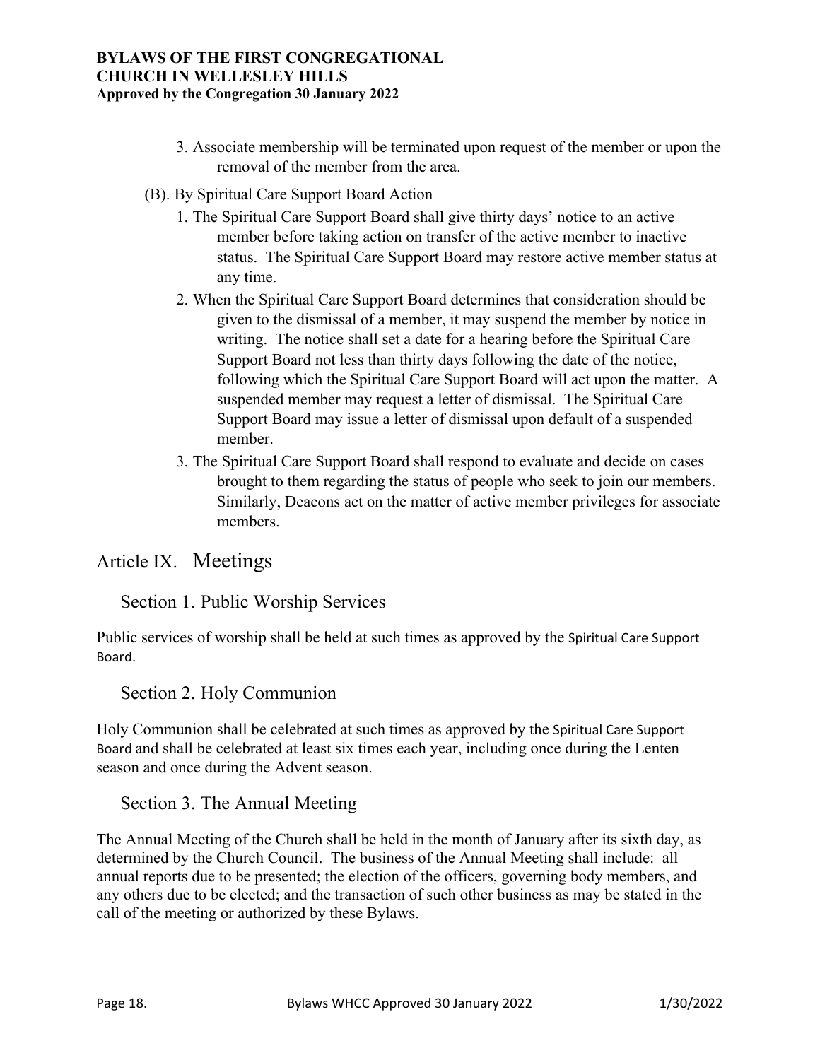3. Associate membership will be terminated upon request of the member or upon the removal of the member from the area.

(B). By Spiritual Care Support Board Action

1. The Spiritual Care Support Board shall give thirty days' notice to an active member before taking action on transfer of the active member to inactive status. The Spiritual Care Support Board may restore active member status at any time.
2. When the Spiritual Care Support Board determines that consideration should be given to the dismissal of a member, it may suspend the member by notice in writing. The notice shall set a date for a hearing before the Spiritual Care Support Board not less than thirty days following the date of the notice, following which the Spiritual Care Support Board will act upon the matter. A suspended member may request a letter of dismissal. The Spiritual Care Support Board may issue a letter of dismissal upon default of a suspended member.
3. The Spiritual Care Support Board shall respond to evaluate and decide on cases brought to them regarding the status of people who seek to join our members. Similarly, Deacons act on the matter of active member privileges for associate members.

# Article IX. Meetings

## Section 1. Public Worship Services

Public services of worship shall be held at such times as approved by the Spiritual Care Support Board.

## Section 2. Holy Communion

Holy Communion shall be celebrated at such times as approved by the Spiritual Care Support Board and shall be celebrated at least six times each year, including once during the Lenten season and once during the Advent season.

## Section 3. The Annual Meeting

The Annual Meeting of the Church shall be held in the month of January after its sixth day, as determined by the Church Council. The business of the Annual Meeting shall include: all annual reports due to be presented; the election of the officers, governing body members, and any others due to be elected; and the transaction of such other business as may be stated in the call of the meeting or authorized by these Bylaws.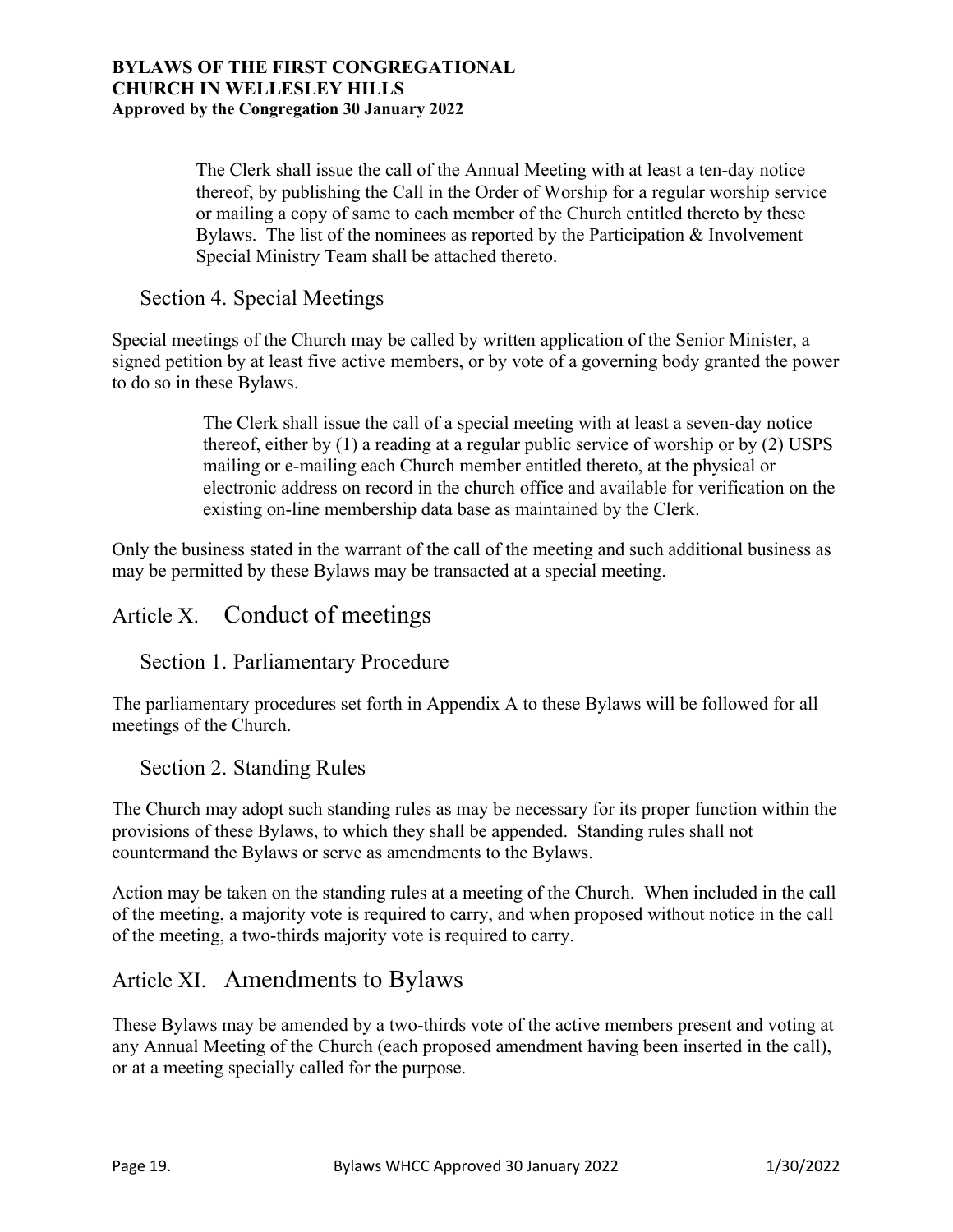The Clerk shall issue the call of the Annual Meeting with at least a ten-day notice thereof, by publishing the Call in the Order of Worship for a regular worship service or mailing a copy of same to each member of the Church entitled thereto by these Bylaws. The list of the nominees as reported by the Participation & Involvement Special Ministry Team shall be attached thereto.

### Section 4. Special Meetings

Special meetings of the Church may be called by written application of the Senior Minister, a signed petition by at least five active members, or by vote of a governing body granted the power to do so in these Bylaws.

The Clerk shall issue the call of a special meeting with at least a seven-day notice thereof, either by (1) a reading at a regular public service of worship or by (2) USPS mailing or e-mailing each Church member entitled thereto, at the physical or electronic address on record in the church office and available for verification on the existing on-line membership data base as maintained by the Clerk.

Only the business stated in the warrant of the call of the meeting and such additional business as may be permitted by these Bylaws may be transacted at a special meeting.

## Article X. Conduct of meetings

### Section 1. Parliamentary Procedure

The parliamentary procedures set forth in Appendix A to these Bylaws will be followed for all meetings of the Church.

### Section 2. Standing Rules

The Church may adopt such standing rules as may be necessary for its proper function within the provisions of these Bylaws, to which they shall be appended. Standing rules shall not countermand the Bylaws or serve as amendments to the Bylaws.

Action may be taken on the standing rules at a meeting of the Church. When included in the call of the meeting, a majority vote is required to carry, and when proposed without notice in the call of the meeting, a two-thirds majority vote is required to carry.

## Article XI. Amendments to Bylaws

These Bylaws may be amended by a two-thirds vote of the active members present and voting at any Annual Meeting of the Church (each proposed amendment having been inserted in the call), or at a meeting specially called for the purpose.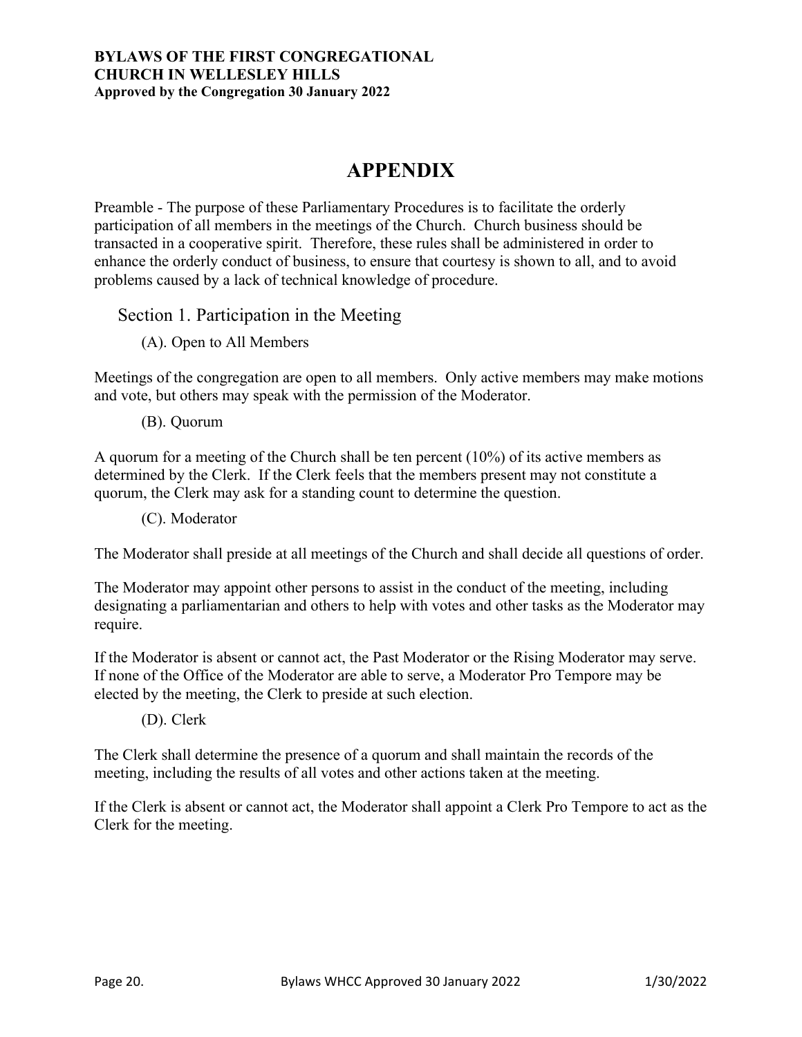# APPENDIX

Preamble - The purpose of these Parliamentary Procedures is to facilitate the orderly participation of all members in the meetings of the Church. Church business should be transacted in a cooperative spirit. Therefore, these rules shall be administered in order to enhance the orderly conduct of business, to ensure that courtesy is shown to all, and to avoid problems caused by a lack of technical knowledge of procedure.

## Section 1. Participation in the Meeting

### (A). Open to All Members

Meetings of the congregation are open to all members. Only active members may make motions and vote, but others may speak with the permission of the Moderator.

### (B). Quorum

A quorum for a meeting of the Church shall be ten percent (10%) of its active members as determined by the Clerk. If the Clerk feels that the members present may not constitute a quorum, the Clerk may ask for a standing count to determine the question.

### (C). Moderator

The Moderator shall preside at all meetings of the Church and shall decide all questions of order.

The Moderator may appoint other persons to assist in the conduct of the meeting, including designating a parliamentarian and others to help with votes and other tasks as the Moderator may require.

If the Moderator is absent or cannot act, the Past Moderator or the Rising Moderator may serve. If none of the Office of the Moderator are able to serve, a Moderator Pro Tempore may be elected by the meeting, the Clerk to preside at such election.

### (D). Clerk

The Clerk shall determine the presence of a quorum and shall maintain the records of the meeting, including the results of all votes and other actions taken at the meeting.

If the Clerk is absent or cannot act, the Moderator shall appoint a Clerk Pro Tempore to act as the Clerk for the meeting.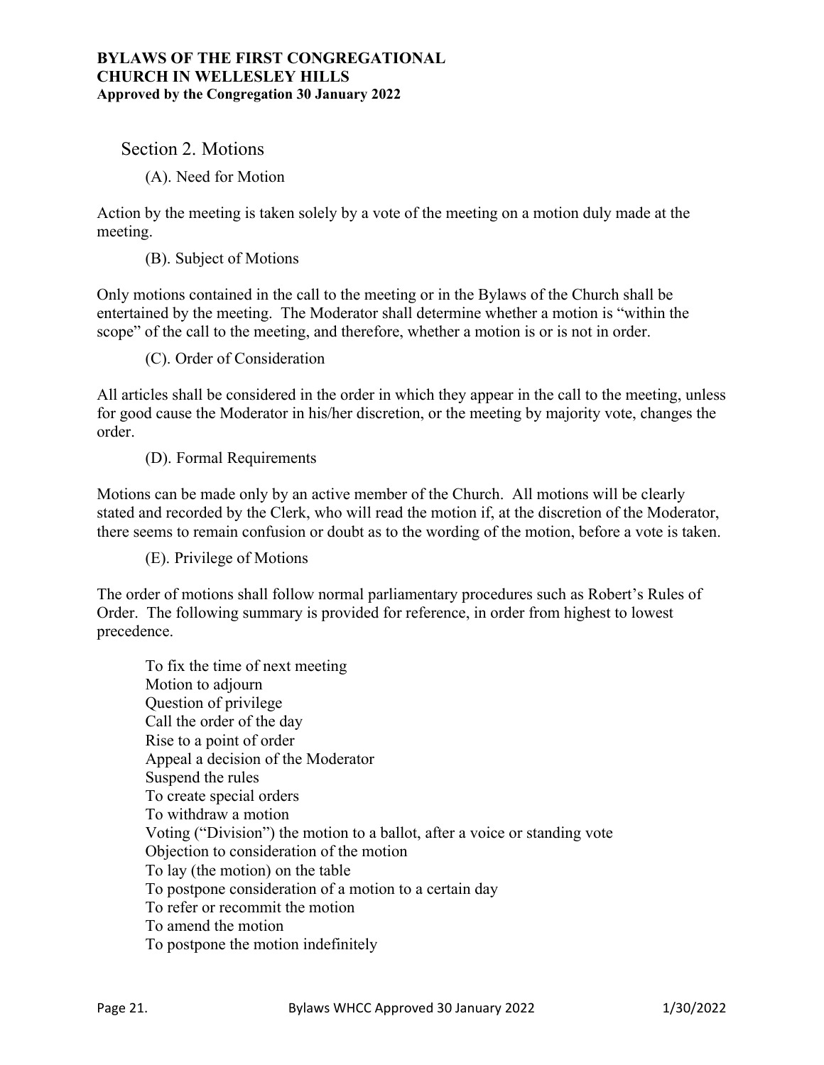## Section 2. Motions

### (A). Need for Motion

Action by the meeting is taken solely by a vote of the meeting on a motion duly made at the meeting.

### (B). Subject of Motions

Only motions contained in the call to the meeting or in the Bylaws of the Church shall be entertained by the meeting. The Moderator shall determine whether a motion is "within the scope" of the call to the meeting, and therefore, whether a motion is or is not in order.

### (C). Order of Consideration

All articles shall be considered in the order in which they appear in the call to the meeting, unless for good cause the Moderator in his/her discretion, or the meeting by majority vote, changes the order.

### (D). Formal Requirements

Motions can be made only by an active member of the Church. All motions will be clearly stated and recorded by the Clerk, who will read the motion if, at the discretion of the Moderator, there seems to remain confusion or doubt as to the wording of the motion, before a vote is taken.

### (E). Privilege of Motions

The order of motions shall follow normal parliamentary procedures such as Robert's Rules of Order. The following summary is provided for reference, in order from highest to lowest precedence.

To fix the time of next meeting
Motion to adjourn
Question of privilege
Call the order of the day
Rise to a point of order
Appeal a decision of the Moderator
Suspend the rules
To create special orders
To withdraw a motion
Voting ("Division") the motion to a ballot, after a voice or standing vote
Objection to consideration of the motion
To lay (the motion) on the table
To postpone consideration of a motion to a certain day
To refer or recommit the motion
To amend the motion
To postpone the motion indefinitely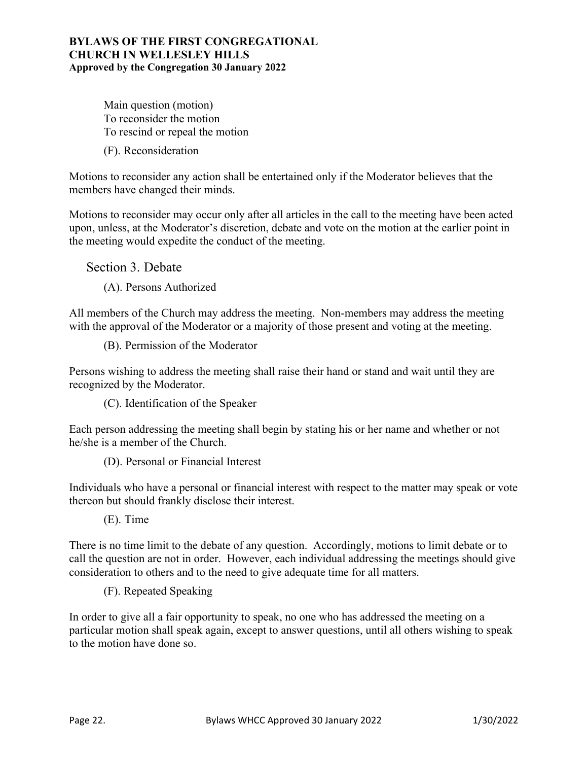Main question (motion)
To reconsider the motion
To rescind or repeal the motion

(F). Reconsideration

Motions to reconsider any action shall be entertained only if the Moderator believes that the members have changed their minds.

Motions to reconsider may occur only after all articles in the call to the meeting have been acted upon, unless, at the Moderator's discretion, debate and vote on the motion at the earlier point in the meeting would expedite the conduct of the meeting.

## Section 3. Debate

(A). Persons Authorized

All members of the Church may address the meeting. Non-members may address the meeting with the approval of the Moderator or a majority of those present and voting at the meeting.

(B). Permission of the Moderator

Persons wishing to address the meeting shall raise their hand or stand and wait until they are recognized by the Moderator.

(C). Identification of the Speaker

Each person addressing the meeting shall begin by stating his or her name and whether or not he/she is a member of the Church.

(D). Personal or Financial Interest

Individuals who have a personal or financial interest with respect to the matter may speak or vote thereon but should frankly disclose their interest.

(E). Time

There is no time limit to the debate of any question. Accordingly, motions to limit debate or to call the question are not in order. However, each individual addressing the meetings should give consideration to others and to the need to give adequate time for all matters.

(F). Repeated Speaking

In order to give all a fair opportunity to speak, no one who has addressed the meeting on a particular motion shall speak again, except to answer questions, until all others wishing to speak to the motion have done so.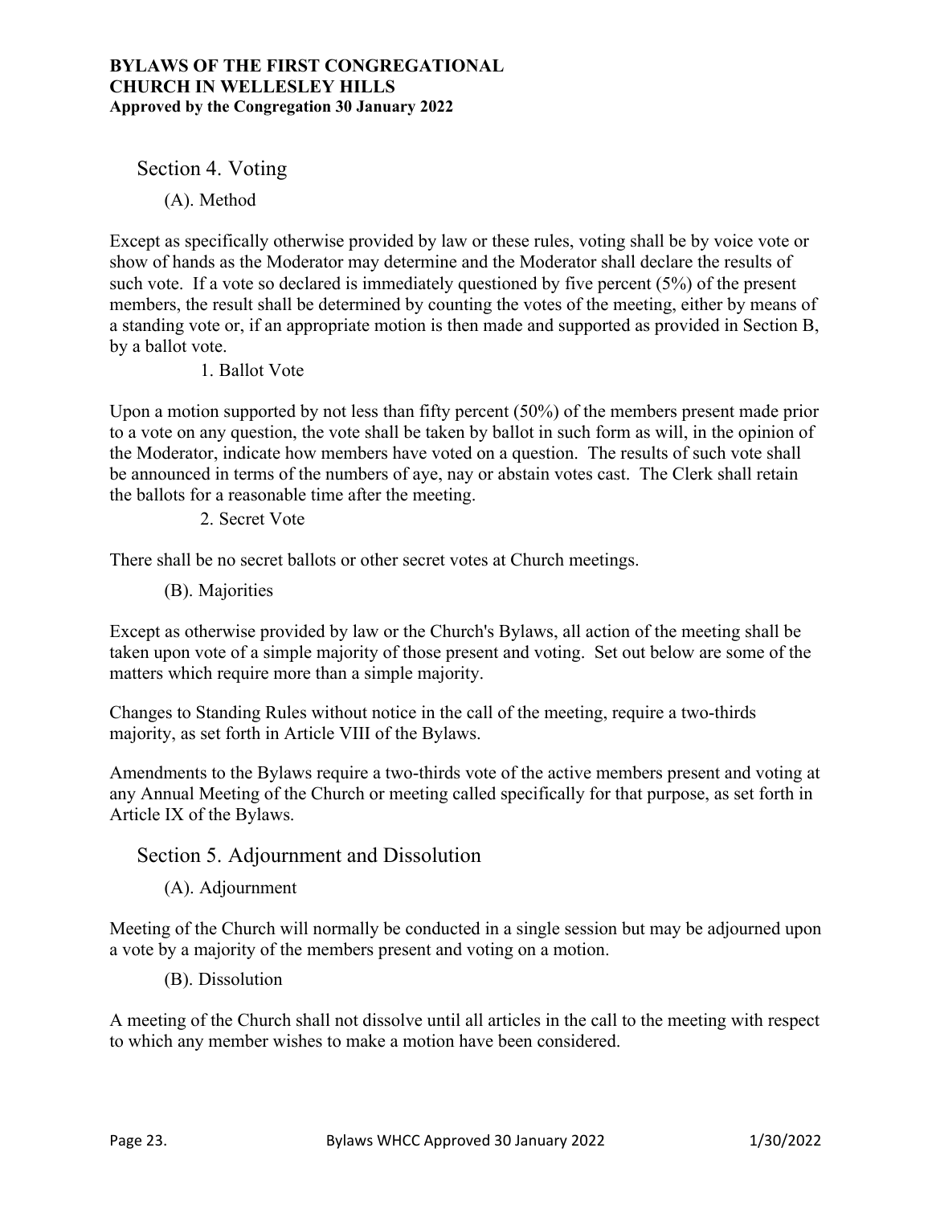## Section 4. Voting

### (A). Method

Except as specifically otherwise provided by law or these rules, voting shall be by voice vote or show of hands as the Moderator may determine and the Moderator shall declare the results of such vote. If a vote so declared is immediately questioned by five percent (5%) of the present members, the result shall be determined by counting the votes of the meeting, either by means of a standing vote or, if an appropriate motion is then made and supported as provided in Section B, by a ballot vote.

#### 1. Ballot Vote

Upon a motion supported by not less than fifty percent (50%) of the members present made prior to a vote on any question, the vote shall be taken by ballot in such form as will, in the opinion of the Moderator, indicate how members have voted on a question. The results of such vote shall be announced in terms of the numbers of aye, nay or abstain votes cast. The Clerk shall retain the ballots for a reasonable time after the meeting.

#### 2. Secret Vote

There shall be no secret ballots or other secret votes at Church meetings.

### (B). Majorities

Except as otherwise provided by law or the Church's Bylaws, all action of the meeting shall be taken upon vote of a simple majority of those present and voting. Set out below are some of the matters which require more than a simple majority.

Changes to Standing Rules without notice in the call of the meeting, require a two-thirds majority, as set forth in Article VIII of the Bylaws.

Amendments to the Bylaws require a two-thirds vote of the active members present and voting at any Annual Meeting of the Church or meeting called specifically for that purpose, as set forth in Article IX of the Bylaws.

## Section 5. Adjournment and Dissolution

### (A). Adjournment

Meeting of the Church will normally be conducted in a single session but may be adjourned upon a vote by a majority of the members present and voting on a motion.

### (B). Dissolution

A meeting of the Church shall not dissolve until all articles in the call to the meeting with respect to which any member wishes to make a motion have been considered.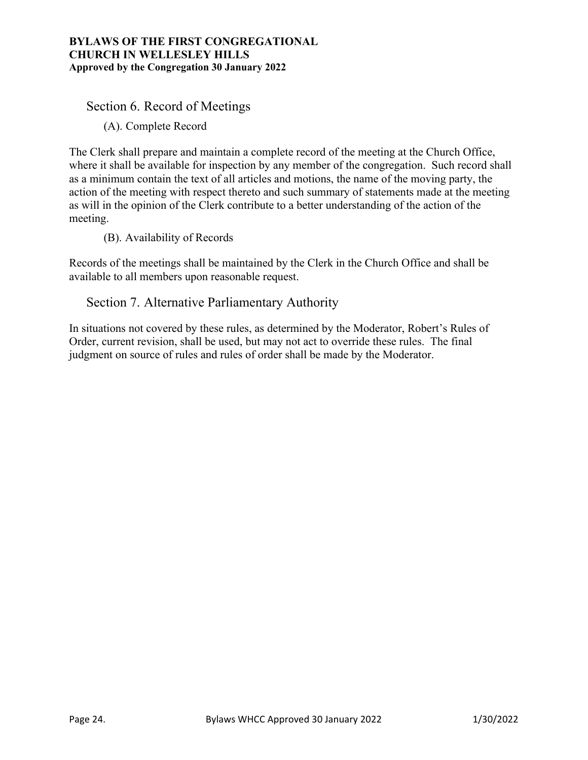## Section 6. Record of Meetings

### (A). Complete Record

The Clerk shall prepare and maintain a complete record of the meeting at the Church Office, where it shall be available for inspection by any member of the congregation. Such record shall as a minimum contain the text of all articles and motions, the name of the moving party, the action of the meeting with respect thereto and such summary of statements made at the meeting as will in the opinion of the Clerk contribute to a better understanding of the action of the meeting.

### (B). Availability of Records

Records of the meetings shall be maintained by the Clerk in the Church Office and shall be available to all members upon reasonable request.

## Section 7. Alternative Parliamentary Authority

In situations not covered by these rules, as determined by the Moderator, Robert's Rules of Order, current revision, shall be used, but may not act to override these rules. The final judgment on source of rules and rules of order shall be made by the Moderator.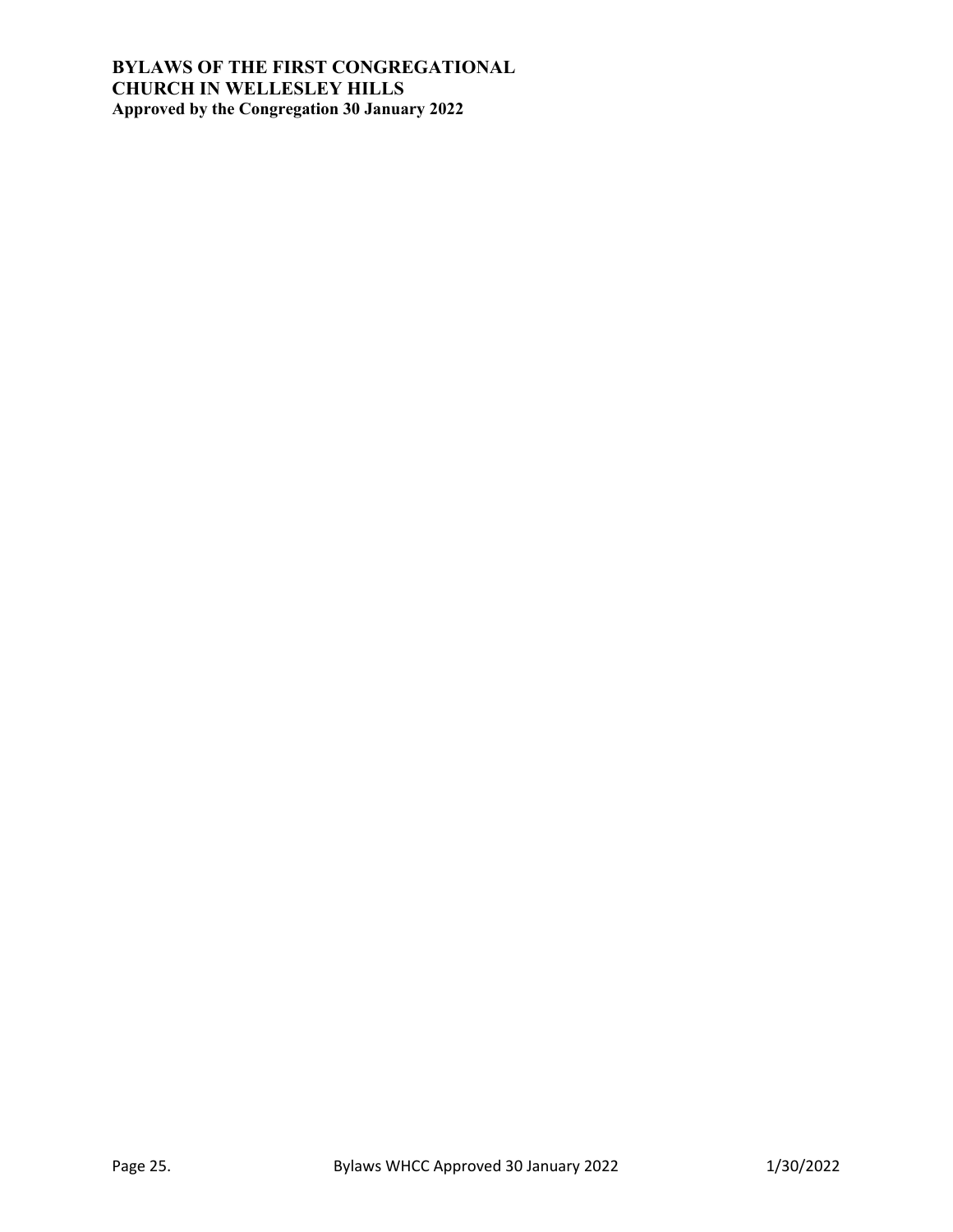**BYLAWS OF THE FIRST CONGREGATIONAL CHURCH IN WELLESLEY HILLS**
**Approved by the Congregation 30 January 2022**